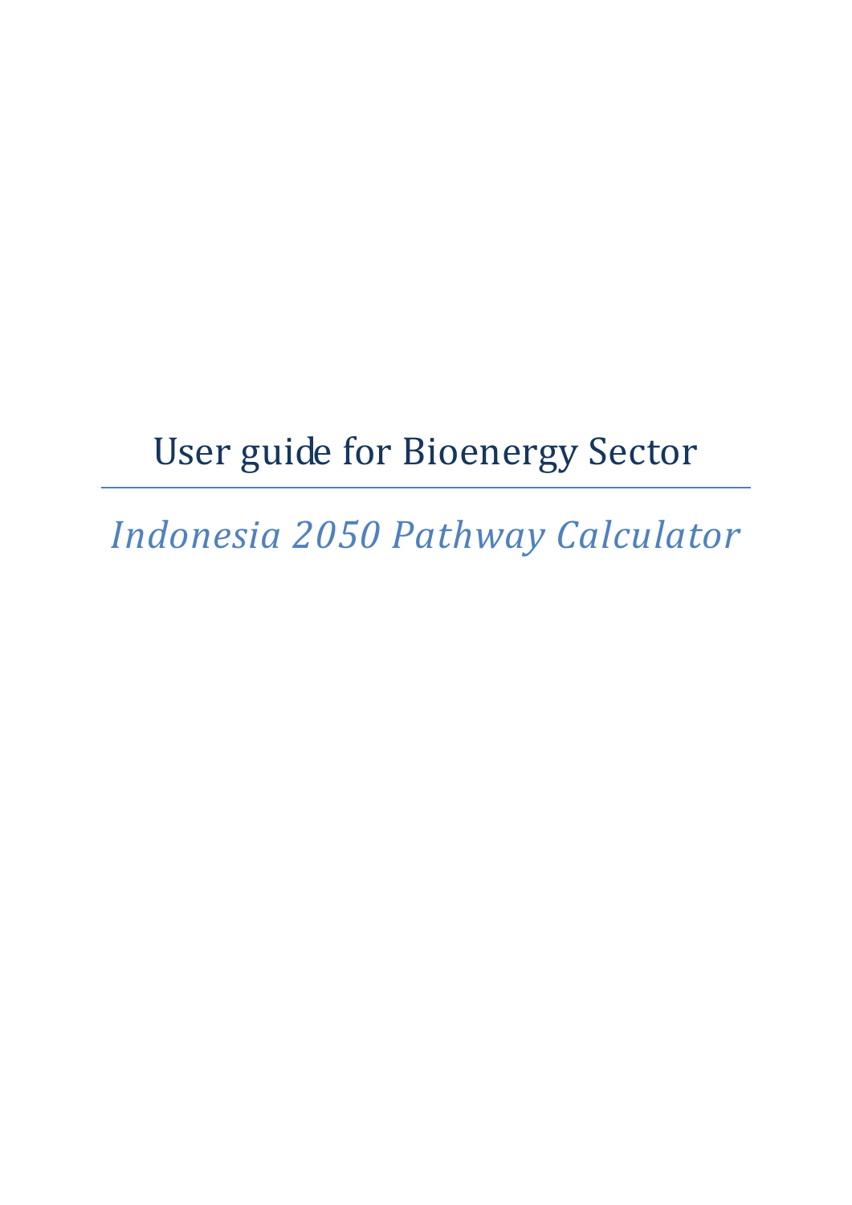# User guide for Bioenergy Sector

*Indonesia 2050 Pathway Calculator*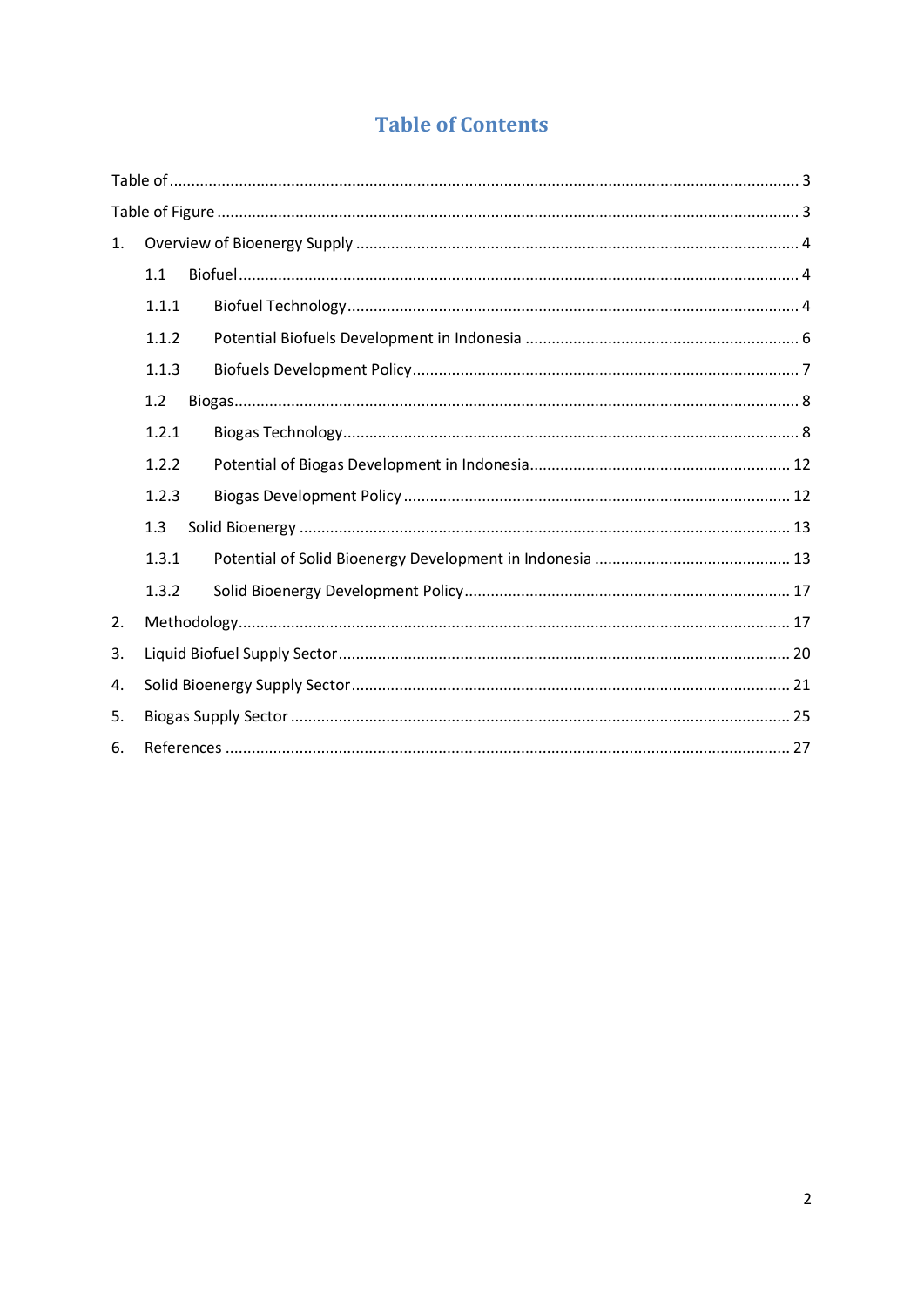# Table of Contents

Table of ........................................................................ 3

Table of Figure ........................................................................ 3

1. Overview of Bioenergy Supply ........................................................................ 4
    - 1.1 Biofuel ........................................................................ 4
        - 1.1.1 Biofuel Technology ........................................................................ 4
        - 1.1.2 Potential Biofuels Development in Indonesia ........................................................................ 6
        - 1.1.3 Biofuels Development Policy ........................................................................ 7
    - 1.2 Biogas ........................................................................ 8
        - 1.2.1 Biogas Technology ........................................................................ 8
        - 1.2.2 Potential of Biogas Development in Indonesia ........................................................................ 12
        - 1.2.3 Biogas Development Policy ........................................................................ 12
    - 1.3 Solid Bioenergy ........................................................................ 13
        - 1.3.1 Potential of Solid Bioenergy Development in Indonesia ........................................................................ 13
        - 1.3.2 Solid Bioenergy Development Policy ........................................................................ 17
2. Methodology ........................................................................ 17
3. Liquid Biofuel Supply Sector ........................................................................ 20
4. Solid Bioenergy Supply Sector ........................................................................ 21
5. Biogas Supply Sector ........................................................................ 25
6. References ........................................................................ 27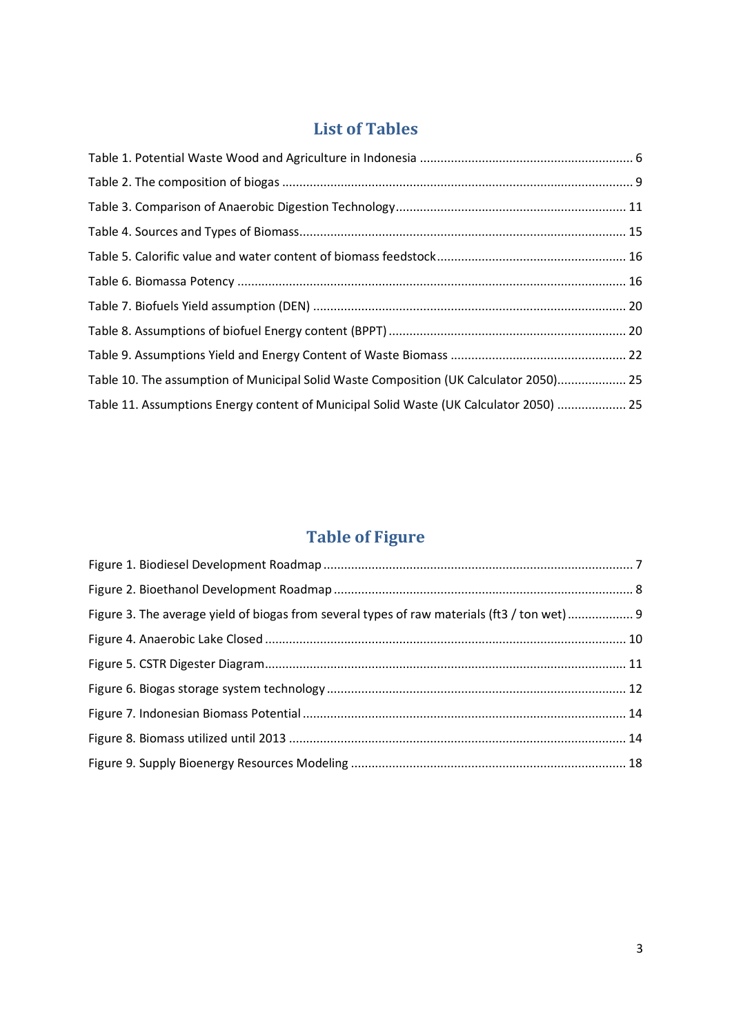## List of Tables

Table 1. Potential Waste Wood and Agriculture in Indonesia ............................................................. 6

Table 2. The composition of biogas ..................................................................................................... 9

Table 3. Comparison of Anaerobic Digestion Technology .................................................................. 11

Table 4. Sources and Types of Biomass ............................................................................................. 15

Table 5. Calorific value and water content of biomass feedstock ...................................................... 16

Table 6. Biomassa Potency ................................................................................................................ 16

Table 7. Biofuels Yield assumption (DEN) .......................................................................................... 20

Table 8. Assumptions of biofuel Energy content (BPPT) .................................................................... 20

Table 9. Assumptions Yield and Energy Content of Waste Biomass .................................................. 22

Table 10. The assumption of Municipal Solid Waste Composition (UK Calculator 2050) .................... 25

Table 11. Assumptions Energy content of Municipal Solid Waste (UK Calculator 2050) .................... 25

## Table of Figure

Figure 1. Biodiesel Development Roadmap ......................................................................................... 7

Figure 2. Bioethanol Development Roadmap ...................................................................................... 8

Figure 3. The average yield of biogas from several types of raw materials (ft3 / ton wet) ................... 9

Figure 4. Anaerobic Lake Closed ....................................................................................................... 10

Figure 5. CSTR Digester Diagram ....................................................................................................... 11

Figure 6. Biogas storage system technology ...................................................................................... 12

Figure 7. Indonesian Biomass Potential ............................................................................................ 14

Figure 8. Biomass utilized until 2013 ................................................................................................. 14

Figure 9. Supply Bioenergy Resources Modeling ............................................................................... 18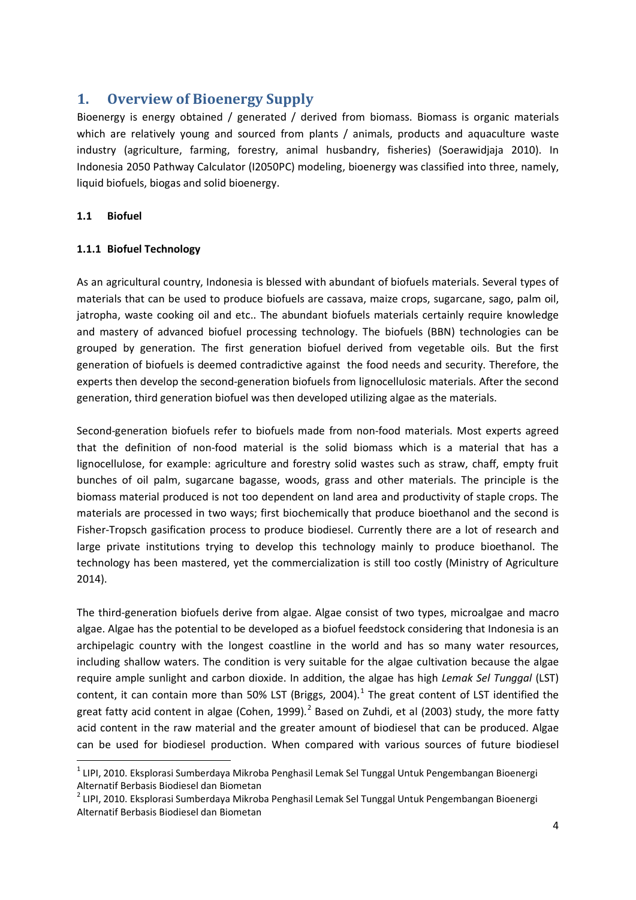# 1. Overview of Bioenergy Supply

Bioenergy is energy obtained / generated / derived from biomass. Biomass is organic materials which are relatively young and sourced from plants / animals, products and aquaculture waste industry (agriculture, farming, forestry, animal husbandry, fisheries) (Soerawidjaja 2010). In Indonesia 2050 Pathway Calculator (I2050PC) modeling, bioenergy was classified into three, namely, liquid biofuels, biogas and solid bioenergy.

## 1.1 Biofuel

### 1.1.1 Biofuel Technology

As an agricultural country, Indonesia is blessed with abundant of biofuels materials. Several types of materials that can be used to produce biofuels are cassava, maize crops, sugarcane, sago, palm oil, jatropha, waste cooking oil and etc.. The abundant biofuels materials certainly require knowledge and mastery of advanced biofuel processing technology. The biofuels (BBN) technologies can be grouped by generation. The first generation biofuel derived from vegetable oils. But the first generation of biofuels is deemed contradictive against the food needs and security. Therefore, the experts then develop the second-generation biofuels from lignocellulosic materials. After the second generation, third generation biofuel was then developed utilizing algae as the materials.

Second-generation biofuels refer to biofuels made from non-food materials. Most experts agreed that the definition of non-food material is the solid biomass which is a material that has a lignocellulose, for example: agriculture and forestry solid wastes such as straw, chaff, empty fruit bunches of oil palm, sugarcane bagasse, woods, grass and other materials. The principle is the biomass material produced is not too dependent on land area and productivity of staple crops. The materials are processed in two ways; first biochemically that produce bioethanol and the second is Fisher-Tropsch gasification process to produce biodiesel. Currently there are a lot of research and large private institutions trying to develop this technology mainly to produce bioethanol. The technology has been mastered, yet the commercialization is still too costly (Ministry of Agriculture 2014).

The third-generation biofuels derive from algae. Algae consist of two types, microalgae and macro algae. Algae has the potential to be developed as a biofuel feedstock considering that Indonesia is an archipelagic country with the longest coastline in the world and has so many water resources, including shallow waters. The condition is very suitable for the algae cultivation because the algae require ample sunlight and carbon dioxide. In addition, the algae has high *Lemak Sel Tunggal* (LST) content, it can contain more than 50% LST (Briggs, 2004).[1] The great content of LST identified the great fatty acid content in algae (Cohen, 1999).[2] Based on Zuhdi, et al (2003) study, the more fatty acid content in the raw material and the greater amount of biodiesel that can be produced. Algae can be used for biodiesel production. When compared with various sources of future biodiesel

---

[1] LIPI, 2010. Eksplorasi Sumberdaya Mikroba Penghasil Lemak Sel Tunggal Untuk Pengembangan Bioenergi Alternatif Berbasis Biodiesel dan Biometan

[2] LIPI, 2010. Eksplorasi Sumberdaya Mikroba Penghasil Lemak Sel Tunggal Untuk Pengembangan Bioenergi Alternatif Berbasis Biodiesel dan Biometan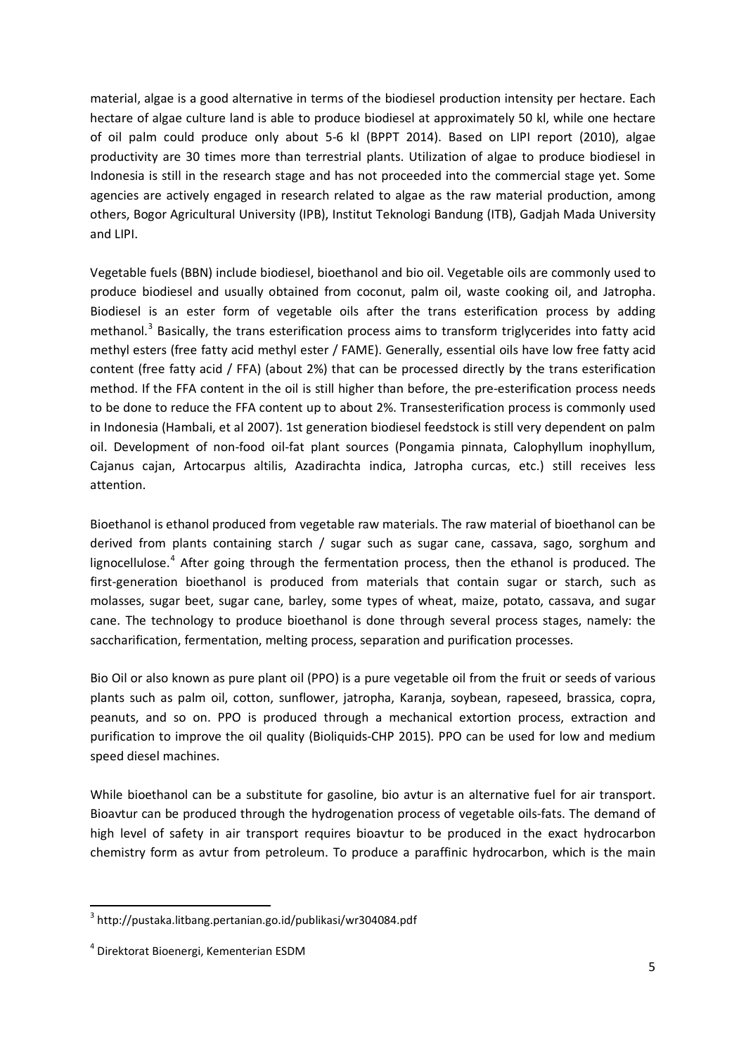material, algae is a good alternative in terms of the biodiesel production intensity per hectare. Each hectare of algae culture land is able to produce biodiesel at approximately 50 kl, while one hectare of oil palm could produce only about 5-6 kl (BPPT 2014). Based on LIPI report (2010), algae productivity are 30 times more than terrestrial plants. Utilization of algae to produce biodiesel in Indonesia is still in the research stage and has not proceeded into the commercial stage yet. Some agencies are actively engaged in research related to algae as the raw material production, among others, Bogor Agricultural University (IPB), Institut Teknologi Bandung (ITB), Gadjah Mada University and LIPI.

Vegetable fuels (BBN) include biodiesel, bioethanol and bio oil. Vegetable oils are commonly used to produce biodiesel and usually obtained from coconut, palm oil, waste cooking oil, and Jatropha. Biodiesel is an ester form of vegetable oils after the trans esterification process by adding methanol.[3] Basically, the trans esterification process aims to transform triglycerides into fatty acid methyl esters (free fatty acid methyl ester / FAME). Generally, essential oils have low free fatty acid content (free fatty acid / FFA) (about 2%) that can be processed directly by the trans esterification method. If the FFA content in the oil is still higher than before, the pre-esterification process needs to be done to reduce the FFA content up to about 2%. Transesterification process is commonly used in Indonesia (Hambali, et al 2007). 1st generation biodiesel feedstock is still very dependent on palm oil. Development of non-food oil-fat plant sources (Pongamia pinnata, Calophyllum inophyllum, Cajanus cajan, Artocarpus altilis, Azadirachta indica, Jatropha curcas, etc.) still receives less attention.

Bioethanol is ethanol produced from vegetable raw materials. The raw material of bioethanol can be derived from plants containing starch / sugar such as sugar cane, cassava, sago, sorghum and lignocellulose.[4] After going through the fermentation process, then the ethanol is produced. The first-generation bioethanol is produced from materials that contain sugar or starch, such as molasses, sugar beet, sugar cane, barley, some types of wheat, maize, potato, cassava, and sugar cane. The technology to produce bioethanol is done through several process stages, namely: the saccharification, fermentation, melting process, separation and purification processes.

Bio Oil or also known as pure plant oil (PPO) is a pure vegetable oil from the fruit or seeds of various plants such as palm oil, cotton, sunflower, jatropha, Karanja, soybean, rapeseed, brassica, copra, peanuts, and so on. PPO is produced through a mechanical extortion process, extraction and purification to improve the oil quality (Bioliquids-CHP 2015). PPO can be used for low and medium speed diesel machines.

While bioethanol can be a substitute for gasoline, bio avtur is an alternative fuel for air transport. Bioavtur can be produced through the hydrogenation process of vegetable oils-fats. The demand of high level of safety in air transport requires bioavtur to be produced in the exact hydrocarbon chemistry form as avtur from petroleum. To produce a paraffinic hydrocarbon, which is the main

---

[3] http://pustaka.litbang.pertanian.go.id/publikasi/wr304084.pdf

[4] Direktorat Bioenergi, Kementerian ESDM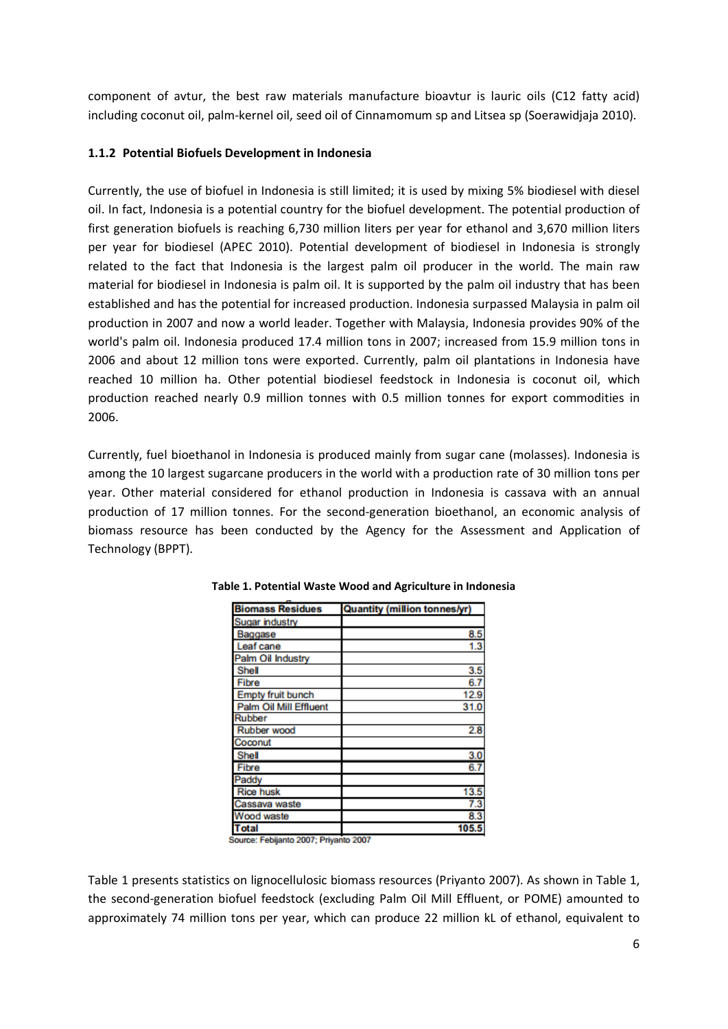component of avtur, the best raw materials manufacture bioavtur is lauric oils (C12 fatty acid) including coconut oil, palm-kernel oil, seed oil of Cinnamomum sp and Litsea sp (Soerawidjaja 2010).

### 1.1.2 Potential Biofuels Development in Indonesia

Currently, the use of biofuel in Indonesia is still limited; it is used by mixing 5% biodiesel with diesel oil. In fact, Indonesia is a potential country for the biofuel development. The potential production of first generation biofuels is reaching 6,730 million liters per year for ethanol and 3,670 million liters per year for biodiesel (APEC 2010). Potential development of biodiesel in Indonesia is strongly related to the fact that Indonesia is the largest palm oil producer in the world. The main raw material for biodiesel in Indonesia is palm oil. It is supported by the palm oil industry that has been established and has the potential for increased production. Indonesia surpassed Malaysia in palm oil production in 2007 and now a world leader. Together with Malaysia, Indonesia provides 90% of the world's palm oil. Indonesia produced 17.4 million tons in 2007; increased from 15.9 million tons in 2006 and about 12 million tons were exported. Currently, palm oil plantations in Indonesia have reached 10 million ha. Other potential biodiesel feedstock in Indonesia is coconut oil, which production reached nearly 0.9 million tonnes with 0.5 million tonnes for export commodities in 2006.

Currently, fuel bioethanol in Indonesia is produced mainly from sugar cane (molasses). Indonesia is among the 10 largest sugarcane producers in the world with a production rate of 30 million tons per year. Other material considered for ethanol production in Indonesia is cassava with an annual production of 17 million tonnes. For the second-generation bioethanol, an economic analysis of biomass resource has been conducted by the Agency for the Assessment and Application of Technology (BPPT).

**Table 1. Potential Waste Wood and Agriculture in Indonesia**

| Biomass Residues | Quantity (million tonnes/yr) |
|---|---|
| Sugar industry | |
| Baggase | 8.5 |
| Leaf cane | 1.3 |
| Palm Oil Industry | |
| Shell | 3.5 |
| Fibre | 6.7 |
| Empty fruit bunch | 12.9 |
| Palm Oil Mill Effluent | 31.0 |
| Rubber | |
| Rubber wood | 2.8 |
| Coconut | |
| Shell | 3.0 |
| Fibre | 6.7 |
| Paddy | |
| Rice husk | 13.5 |
| Cassava waste | 7.3 |
| Wood waste | 8.3 |
| **Total** | **105.5** |

Source: Febijanto 2007; Priyanto 2007

Table 1 presents statistics on lignocellulosic biomass resources (Priyanto 2007). As shown in Table 1, the second-generation biofuel feedstock (excluding Palm Oil Mill Effluent, or POME) amounted to approximately 74 million tons per year, which can produce 22 million kL of ethanol, equivalent to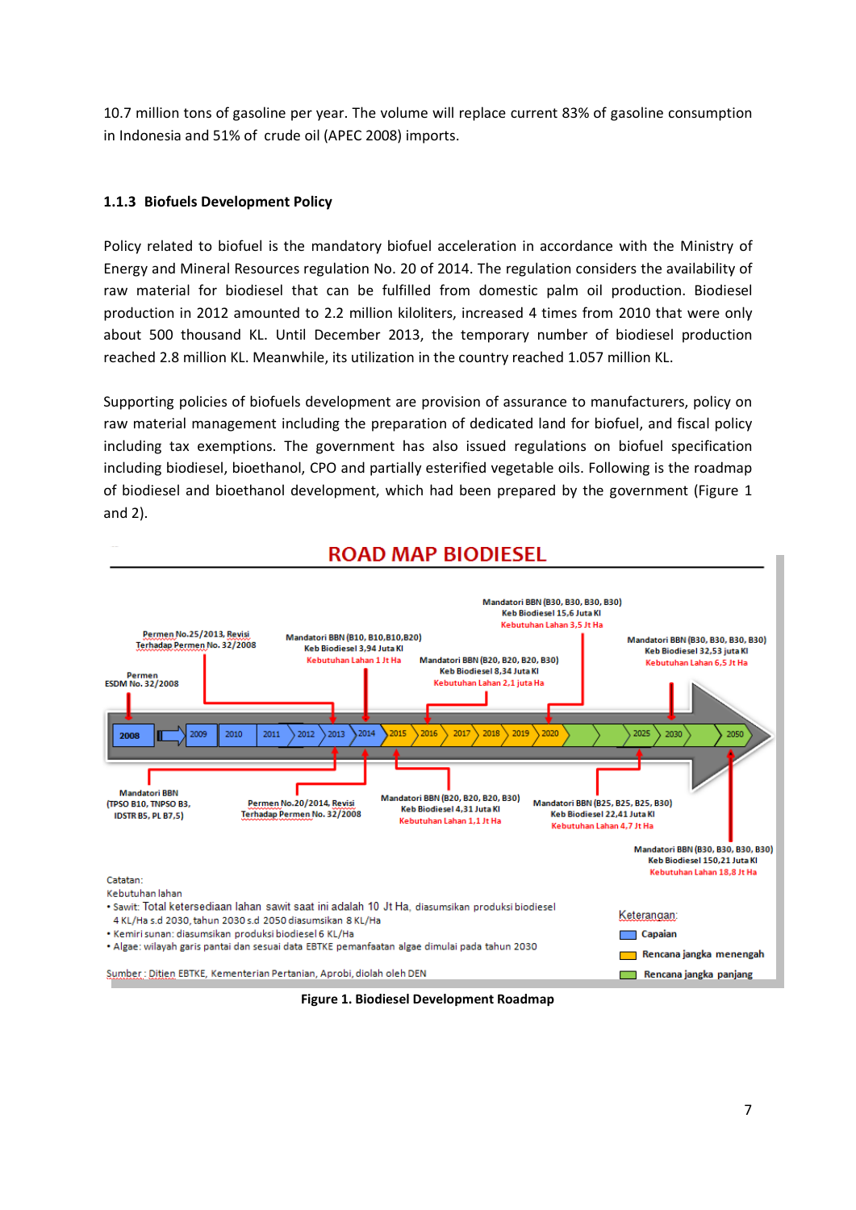10.7 million tons of gasoline per year. The volume will replace current 83% of gasoline consumption in Indonesia and 51% of crude oil (APEC 2008) imports.

### 1.1.3 Biofuels Development Policy

Policy related to biofuel is the mandatory biofuel acceleration in accordance with the Ministry of Energy and Mineral Resources regulation No. 20 of 2014. The regulation considers the availability of raw material for biodiesel that can be fulfilled from domestic palm oil production. Biodiesel production in 2012 amounted to 2.2 million kiloliters, increased 4 times from 2010 that were only about 500 thousand KL. Until December 2013, the temporary number of biodiesel production reached 2.8 million KL. Meanwhile, its utilization in the country reached 1.057 million KL.

Supporting policies of biofuels development are provision of assurance to manufacturers, policy on raw material management including the preparation of dedicated land for biofuel, and fiscal policy including tax exemptions. The government has also issued regulations on biofuel specification including biodiesel, bioethanol, CPO and partially esterified vegetable oils. Following is the roadmap of biodiesel and bioethanol development, which had been prepared by the government (Figure 1 and 2).

**ROAD MAP BIODIESEL**

2008 – 2009 – 2010 – 2011 – 2012 – 2013 – 2014 – 2015 – 2016 – 2017 – 2018 – 2019 – 2020 – 2025 – 2030 – 2050

- Permen ESDM No. 32/2008
- Mandatori BBN (TPSO B10, TNPSO B3, IDSTR B5, PL B7,5)
- Permen No.25/2013, Revisi Terhadap Permen No. 32/2008
- Permen No.20/2014, Revisi Terhadap Permen No. 32/2008
- Mandatori BBN (B10, B10,B10,B20) Keb Biodiesel 3,94 Juta Kl Kebutuhan Lahan 1 Jt Ha
- Mandatori BBN (B20, B20, B20, B30) Keb Biodiesel 4,31 Juta Kl Kebutuhan Lahan 1,1 Jt Ha
- Mandatori BBN (B20, B20, B20, B30) Keb Biodiesel 8,34 Juta Kl Kebutuhan Lahan 2,1 juta Ha
- Mandatori BBN (B30, B30, B30, B30) Keb Biodiesel 15,6 Juta Kl Kebutuhan Lahan 3,5 Jt Ha
- Mandatori BBN (B25, B25, B25, B30) Keb Biodiesel 22,41 Juta Kl Kebutuhan Lahan 4,7 Jt Ha
- Mandatori BBN (B30, B30, B30, B30) Keb Biodiesel 32,53 juta Kl Kebutuhan Lahan 6,5 Jt Ha
- Mandatori BBN (B30, B30, B30, B30) Keb Biodiesel 150,21 Juta Kl Kebutuhan Lahan 18,8 Jt Ha

Catatan:
Kebutuhan lahan
- Sawit: Total ketersediaan lahan sawit saat ini adalah 10 Jt Ha, diasumsikan produksi biodiesel 4 KL/Ha s.d 2030, tahun 2030 s.d 2050 diasumsikan 8 KL/Ha
- Kemiri sunan: diasumsikan produksi biodiesel 6 KL/Ha
- Algae: wilayah garis pantai dan sesuai data EBTKE pemanfaatan algae dimulai pada tahun 2030

Sumber: Ditjen EBTKE, Kementerian Pertanian, Aprobi, diolah oleh DEN

Keterangan:
- Capaian
- Rencana jangka menengah
- Rencana jangka panjang

**Figure 1. Biodiesel Development Roadmap**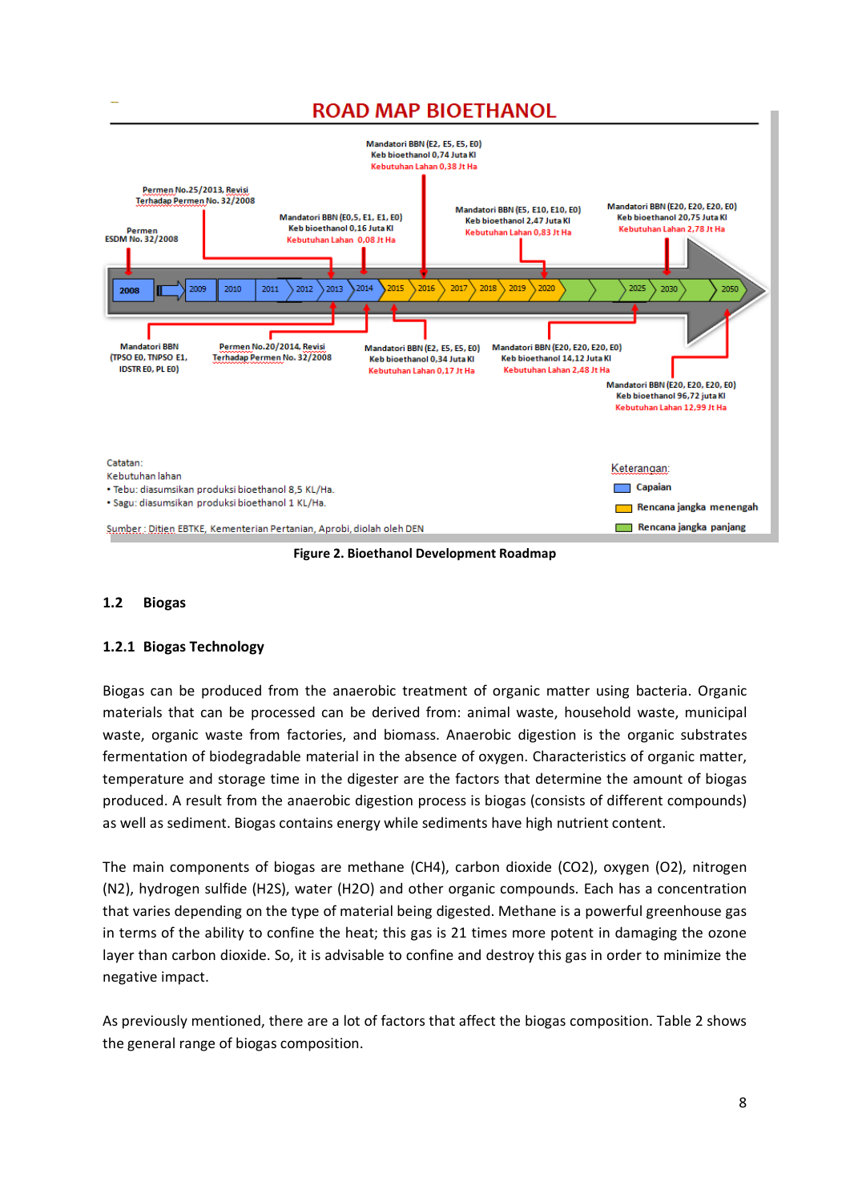## ROAD MAP BIOETHANOL

2008 | 2009 | 2010 | 2011 | 2012 | 2013 | 2014 | 2015 | 2016 | 2017 | 2018 | 2019 | 2020 | 2025 | 2030 | 2050

Permen ESDM No. 32/2008

Permen No.25/2013, Revisi Terhadap Permen No. 32/2008

Mandatori BBN (E0,5, E1, E1, E0)
Keb bioethanol 0,16 Juta Kl
Kebutuhan Lahan 0,08 Jt Ha

Mandatori BBN (E2, E5, E5, E0)
Keb bioethanol 0,74 Juta Kl
Kebutuhan Lahan 0,38 Jt Ha

Mandatori BBN (E5, E10, E10, E0)
Keb bioethanol 2,47 Juta Kl
Kebutuhan Lahan 0,83 Jt Ha

Mandatori BBN (E20, E20, E20, E0)
Keb bioethanol 20,75 Juta Kl
Kebutuhan Lahan 2,78 Jt Ha

Mandatori BBN (TPSO E0, TNPSO E1, IDSTR E0, PL E0)

Permen No.20/2014, Revisi Terhadap Permen No. 32/2008

Mandatori BBN (E2, E5, E5, E0)
Keb bioethanol 0,34 Juta Kl
Kebutuhan Lahan 0,17 Jt Ha

Mandatori BBN (E20, E20, E20, E0)
Keb bioethanol 14,12 Juta Kl
Kebutuhan Lahan 2,48 Jt Ha

Mandatori BBN (E20, E20, E20, E0)
Keb bioethanol 96,72 juta Kl
Kebutuhan Lahan 12,99 Jt Ha

Catatan:
Kebutuhan lahan
- Tebu: diasumsikan produksi bioethanol 8,5 KL/Ha.
- Sagu: diasumsikan produksi bioethanol 1 KL/Ha.

Keterangan:
- Capaian
- Rencana jangka menengah
- Rencana jangka panjang

Sumber: Ditjen EBTKE, Kementerian Pertanian, Aprobi, diolah oleh DEN

**Figure 2. Bioethanol Development Roadmap**

## 1.2 Biogas

### 1.2.1 Biogas Technology

Biogas can be produced from the anaerobic treatment of organic matter using bacteria. Organic materials that can be processed can be derived from: animal waste, household waste, municipal waste, organic waste from factories, and biomass. Anaerobic digestion is the organic substrates fermentation of biodegradable material in the absence of oxygen. Characteristics of organic matter, temperature and storage time in the digester are the factors that determine the amount of biogas produced. A result from the anaerobic digestion process is biogas (consists of different compounds) as well as sediment. Biogas contains energy while sediments have high nutrient content.

The main components of biogas are methane ($CH_4$), carbon dioxide ($CO_2$), oxygen ($O_2$), nitrogen ($N_2$), hydrogen sulfide ($H_2S$), water ($H_2O$) and other organic compounds. Each has a concentration that varies depending on the type of material being digested. Methane is a powerful greenhouse gas in terms of the ability to confine the heat; this gas is 21 times more potent in damaging the ozone layer than carbon dioxide. So, it is advisable to confine and destroy this gas in order to minimize the negative impact.

As previously mentioned, there are a lot of factors that affect the biogas composition. Table 2 shows the general range of biogas composition.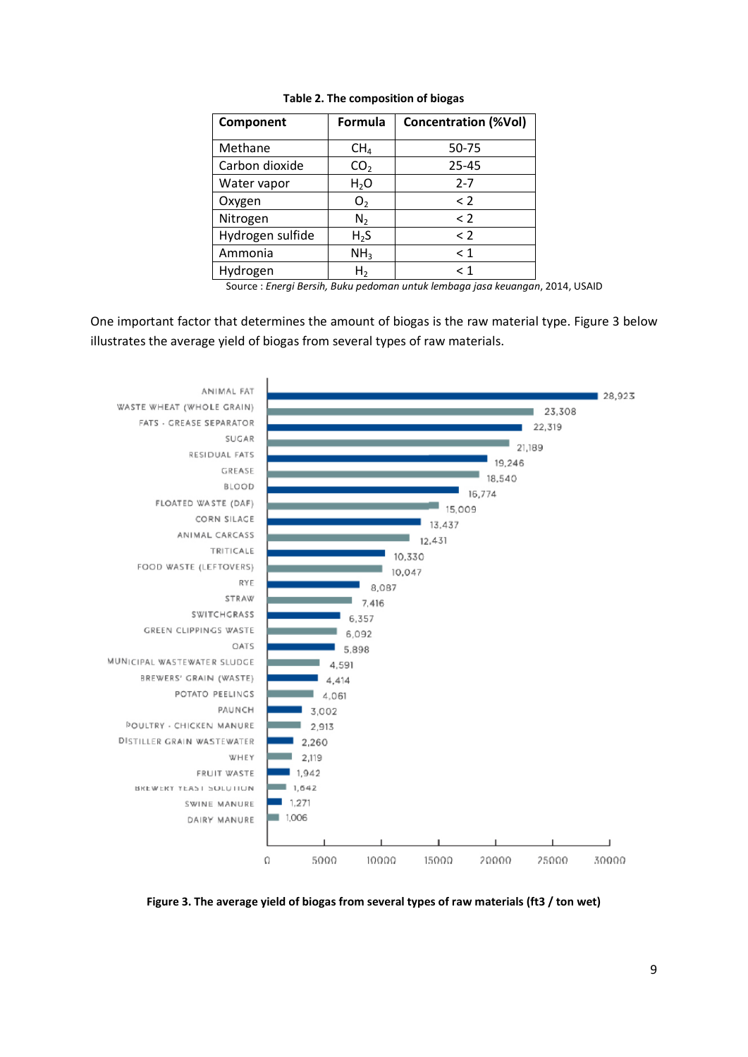**Table 2. The composition of biogas**

| Component | Formula | Concentration (%Vol) |
|---|---|---|
| Methane | $CH_4$ | 50-75 |
| Carbon dioxide | $CO_2$ | 25-45 |
| Water vapor | $H_2O$ | 2-7 |
| Oxygen | $O_2$ | < 2 |
| Nitrogen | $N_2$ | < 2 |
| Hydrogen sulfide | $H_2S$ | < 2 |
| Ammonia | $NH_3$ | < 1 |
| Hydrogen | $H_2$ | < 1 |

Source : *Energi Bersih, Buku pedoman untuk lembaga jasa keuangan*, 2014, USAID

One important factor that determines the amount of biogas is the raw material type. Figure 3 below illustrates the average yield of biogas from several types of raw materials.

| Raw material | Yield |
|---|---|
| ANIMAL FAT | 28,923 |
| WASTE WHEAT (WHOLE GRAIN) | 23,308 |
| FATS - GREASE SEPARATOR | 22,319 |
| SUGAR | 21,189 |
| RESIDUAL FATS | 19,246 |
| GREASE | 18,540 |
| BLOOD | 16,774 |
| FLOATED WASTE (DAF) | 15,009 |
| CORN SILAGE | 13,437 |
| ANIMAL CARCASS | 12,431 |
| TRITICALE | 10,330 |
| FOOD WASTE (LEFTOVERS) | 10,047 |
| RYE | 8,087 |
| STRAW | 7,416 |
| SWITCHGRASS | 6,357 |
| GREEN CLIPPINGS WASTE | 6,092 |
| OATS | 5,898 |
| MUNICIPAL WASTEWATER SLUDGE | 4,591 |
| BREWERS' GRAIN (WASTE) | 4,414 |
| POTATO PEELINGS | 4,061 |
| PAUNCH | 3,002 |
| POULTRY - CHICKEN MANURE | 2,913 |
| DISTILLER GRAIN WASTEWATER | 2,260 |
| WHEY | 2,119 |
| FRUIT WASTE | 1,942 |
| BREWERY YEAST SOLUTION | 1,642 |
| SWINE MANURE | 1,271 |
| DAIRY MANURE | 1,006 |

**Figure 3. The average yield of biogas from several types of raw materials (ft3 / ton wet)**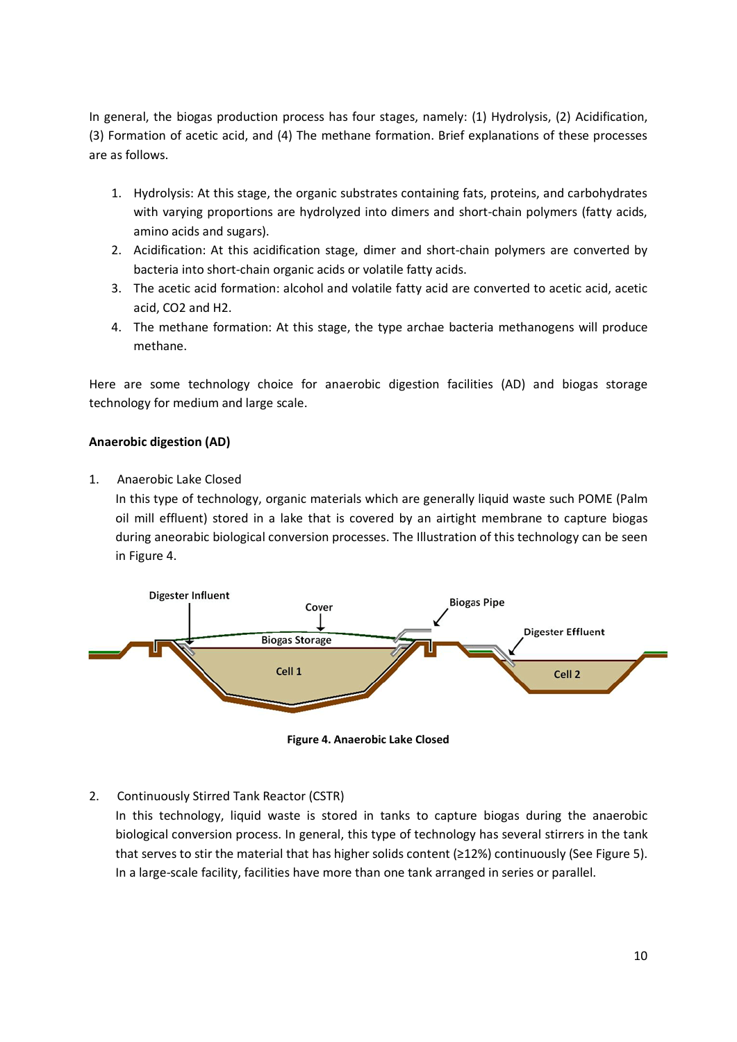In general, the biogas production process has four stages, namely: (1) Hydrolysis, (2) Acidification, (3) Formation of acetic acid, and (4) The methane formation. Brief explanations of these processes are as follows.

1. Hydrolysis: At this stage, the organic substrates containing fats, proteins, and carbohydrates with varying proportions are hydrolyzed into dimers and short-chain polymers (fatty acids, amino acids and sugars).
2. Acidification: At this acidification stage, dimer and short-chain polymers are converted by bacteria into short-chain organic acids or volatile fatty acids.
3. The acetic acid formation: alcohol and volatile fatty acid are converted to acetic acid, acetic acid, $CO_2$ and $H_2$.
4. The methane formation: At this stage, the type archae bacteria methanogens will produce methane.

Here are some technology choice for anaerobic digestion facilities (AD) and biogas storage technology for medium and large scale.

**Anaerobic digestion (AD)**

1. Anaerobic Lake Closed

   In this type of technology, organic materials which are generally liquid waste such POME (Palm oil mill effluent) stored in a lake that is covered by an airtight membrane to capture biogas during aneorabic biological conversion processes. The Illustration of this technology can be seen in Figure 4.

   **Figure 4. Anaerobic Lake Closed**

2. Continuously Stirred Tank Reactor (CSTR)

   In this technology, liquid waste is stored in tanks to capture biogas during the anaerobic biological conversion process. In general, this type of technology has several stirrers in the tank that serves to stir the material that has higher solids content (≥12%) continuously (See Figure 5). In a large-scale facility, facilities have more than one tank arranged in series or parallel.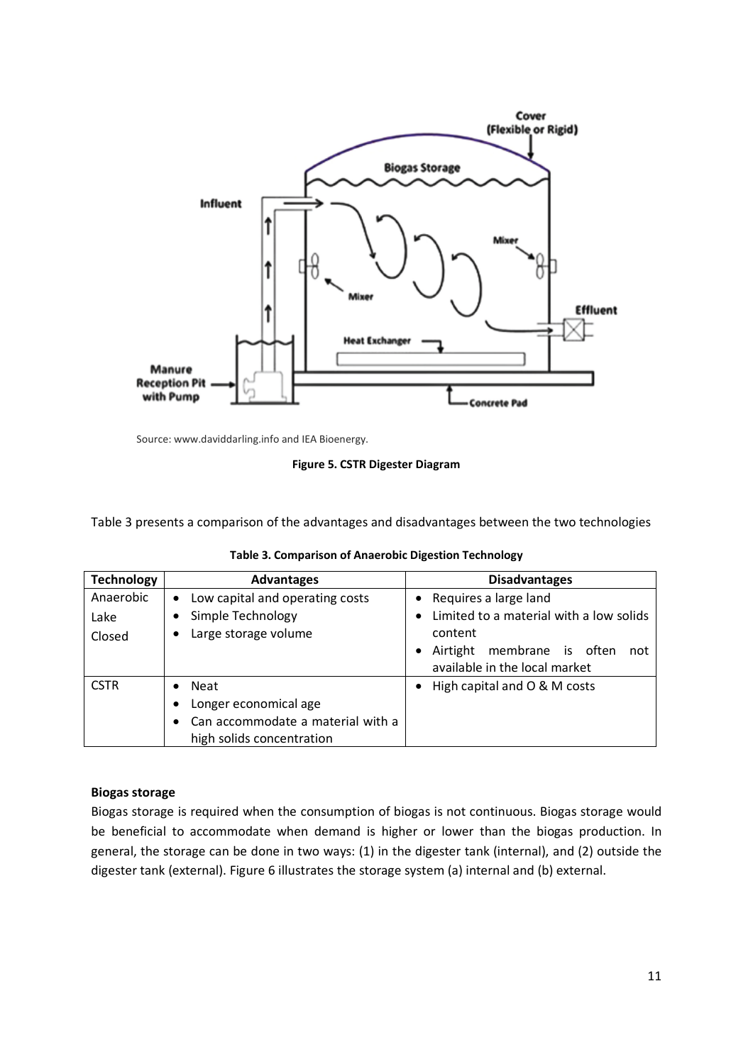Source: www.daviddarling.info and IEA Bioenergy.

**Figure 5. CSTR Digester Diagram**

Table 3 presents a comparison of the advantages and disadvantages between the two technologies

**Table 3. Comparison of Anaerobic Digestion Technology**

| Technology | Advantages | Disadvantages |
|---|---|---|
| Anaerobic Lake Closed | • Low capital and operating costs<br>• Simple Technology<br>• Large storage volume | • Requires a large land<br>• Limited to a material with a low solids content<br>• Airtight membrane is often not available in the local market |
| CSTR | • Neat<br>• Longer economical age<br>• Can accommodate a material with a high solids concentration | • High capital and O & M costs |

**Biogas storage**

Biogas storage is required when the consumption of biogas is not continuous. Biogas storage would be beneficial to accommodate when demand is higher or lower than the biogas production. In general, the storage can be done in two ways: (1) in the digester tank (internal), and (2) outside the digester tank (external). Figure 6 illustrates the storage system (a) internal and (b) external.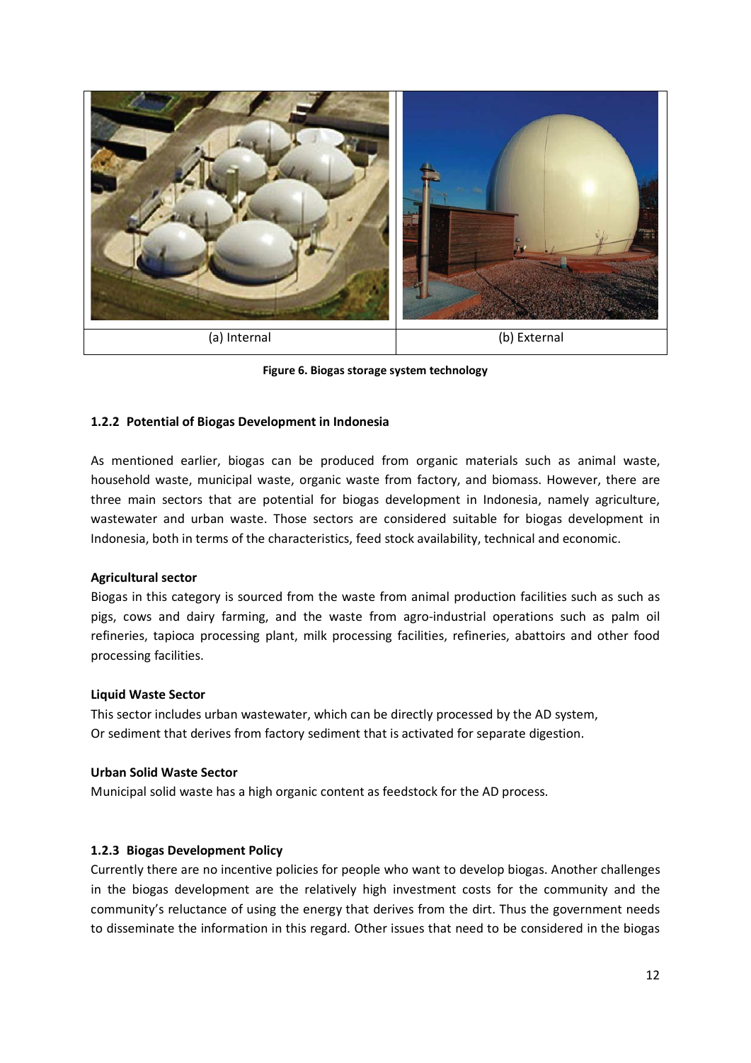| (a) Internal | (b) External |
| --- | --- |

**Figure 6. Biogas storage system technology**

### 1.2.2 Potential of Biogas Development in Indonesia

As mentioned earlier, biogas can be produced from organic materials such as animal waste, household waste, municipal waste, organic waste from factory, and biomass. However, there are three main sectors that are potential for biogas development in Indonesia, namely agriculture, wastewater and urban waste. Those sectors are considered suitable for biogas development in Indonesia, both in terms of the characteristics, feed stock availability, technical and economic.

**Agricultural sector**

Biogas in this category is sourced from the waste from animal production facilities such as such as pigs, cows and dairy farming, and the waste from agro-industrial operations such as palm oil refineries, tapioca processing plant, milk processing facilities, refineries, abattoirs and other food processing facilities.

**Liquid Waste Sector**

This sector includes urban wastewater, which can be directly processed by the AD system,
Or sediment that derives from factory sediment that is activated for separate digestion.

**Urban Solid Waste Sector**

Municipal solid waste has a high organic content as feedstock for the AD process.

### 1.2.3 Biogas Development Policy

Currently there are no incentive policies for people who want to develop biogas. Another challenges in the biogas development are the relatively high investment costs for the community and the community's reluctance of using the energy that derives from the dirt. Thus the government needs to disseminate the information in this regard. Other issues that need to be considered in the biogas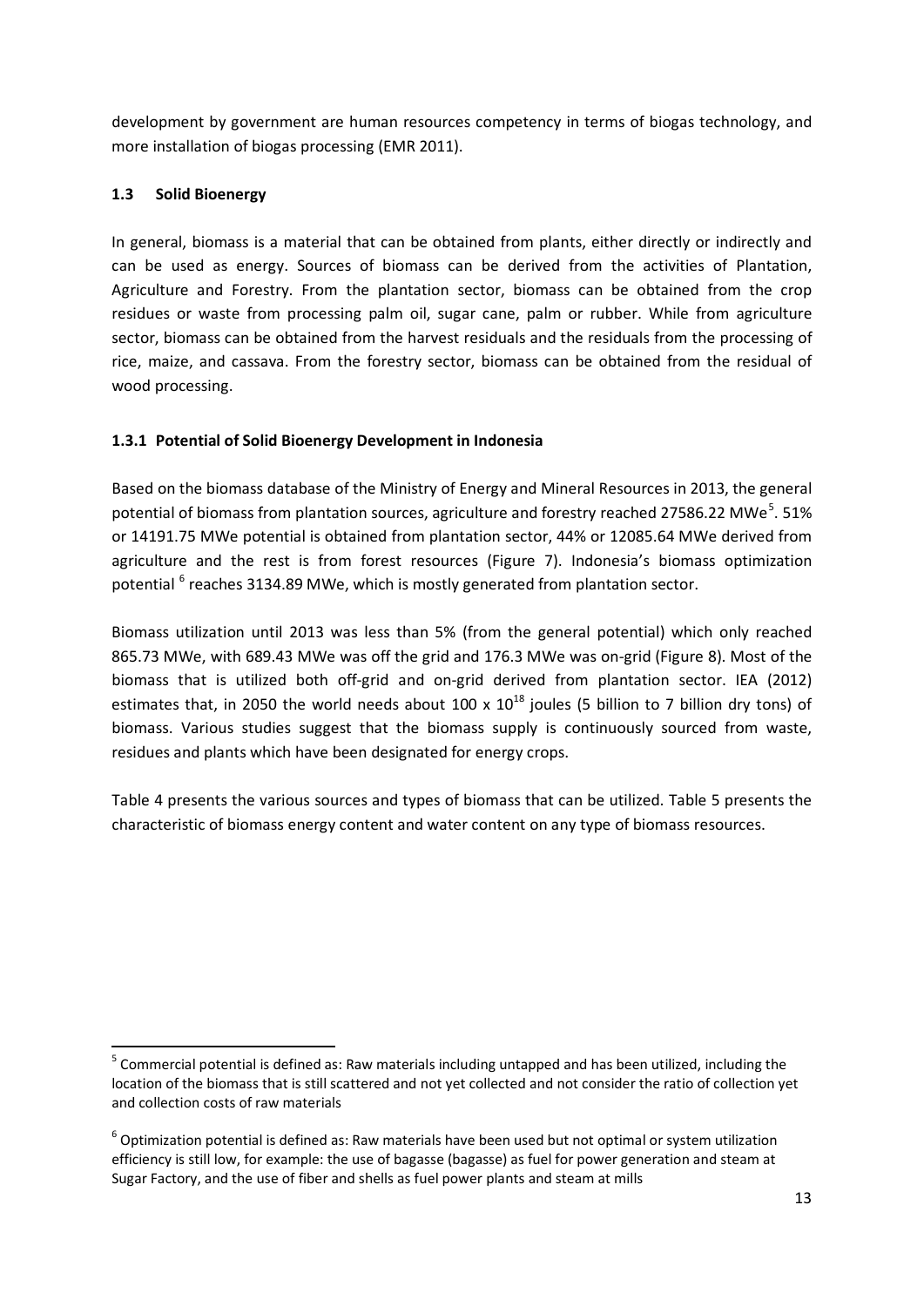development by government are human resources competency in terms of biogas technology, and more installation of biogas processing (EMR 2011).

### 1.3 Solid Bioenergy

In general, biomass is a material that can be obtained from plants, either directly or indirectly and can be used as energy. Sources of biomass can be derived from the activities of Plantation, Agriculture and Forestry. From the plantation sector, biomass can be obtained from the crop residues or waste from processing palm oil, sugar cane, palm or rubber. While from agriculture sector, biomass can be obtained from the harvest residuals and the residuals from the processing of rice, maize, and cassava. From the forestry sector, biomass can be obtained from the residual of wood processing.

#### 1.3.1 Potential of Solid Bioenergy Development in Indonesia

Based on the biomass database of the Ministry of Energy and Mineral Resources in 2013, the general potential of biomass from plantation sources, agriculture and forestry reached 27586.22 MWe[5]. 51% or 14191.75 MWe potential is obtained from plantation sector, 44% or 12085.64 MWe derived from agriculture and the rest is from forest resources (Figure 7). Indonesia's biomass optimization potential [6] reaches 3134.89 MWe, which is mostly generated from plantation sector.

Biomass utilization until 2013 was less than 5% (from the general potential) which only reached 865.73 MWe, with 689.43 MWe was off the grid and 176.3 MWe was on-grid (Figure 8). Most of the biomass that is utilized both off-grid and on-grid derived from plantation sector. IEA (2012) estimates that, in 2050 the world needs about 100 x $10^{18}$ joules (5 billion to 7 billion dry tons) of biomass. Various studies suggest that the biomass supply is continuously sourced from waste, residues and plants which have been designated for energy crops.

Table 4 presents the various sources and types of biomass that can be utilized. Table 5 presents the characteristic of biomass energy content and water content on any type of biomass resources.

---

[5] Commercial potential is defined as: Raw materials including untapped and has been utilized, including the location of the biomass that is still scattered and not yet collected and not consider the ratio of collection yet and collection costs of raw materials

[6] Optimization potential is defined as: Raw materials have been used but not optimal or system utilization efficiency is still low, for example: the use of bagasse (bagasse) as fuel for power generation and steam at Sugar Factory, and the use of fiber and shells as fuel power plants and steam at mills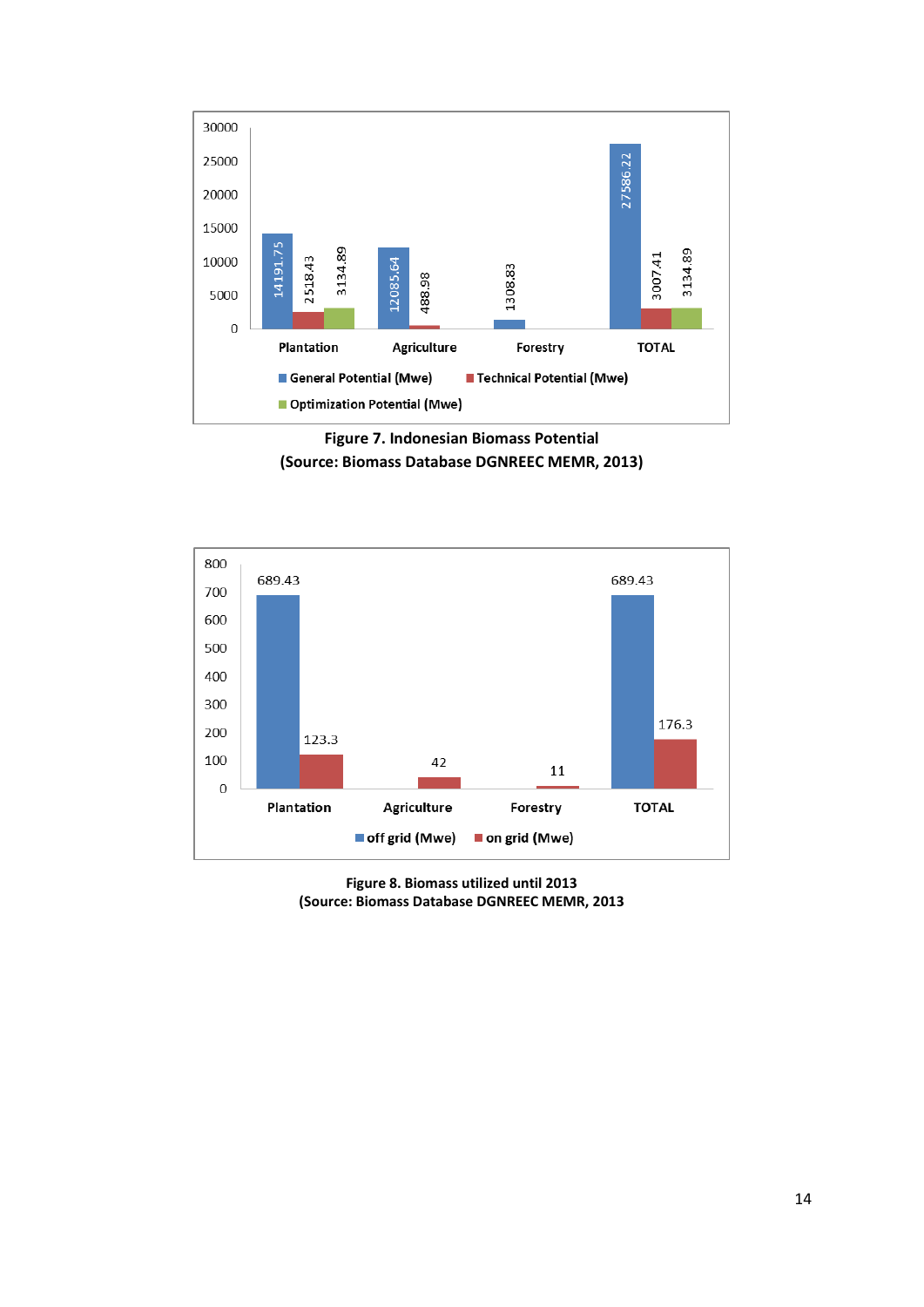| | General Potential (Mwe) | Technical Potential (Mwe) | Optimization Potential (Mwe) |
|---|---|---|---|
| Plantation | 14191.75 | 2518.43 | 3134.89 |
| Agriculture | 12085.64 | 488.98 | |
| Forestry | 1308.83 | | |
| TOTAL | 27586.22 | 3007.41 | 3134.89 |

**Figure 7. Indonesian Biomass Potential**
**(Source: Biomass Database DGNREEC MEMR, 2013)**

| | off grid (Mwe) | on grid (Mwe) |
|---|---|---|
| Plantation | 689.43 | 123.3 |
| Agriculture | | 42 |
| Forestry | | 11 |
| TOTAL | 689.43 | 176.3 |

**Figure 8. Biomass utilized until 2013**
**(Source: Biomass Database DGNREEC MEMR, 2013)**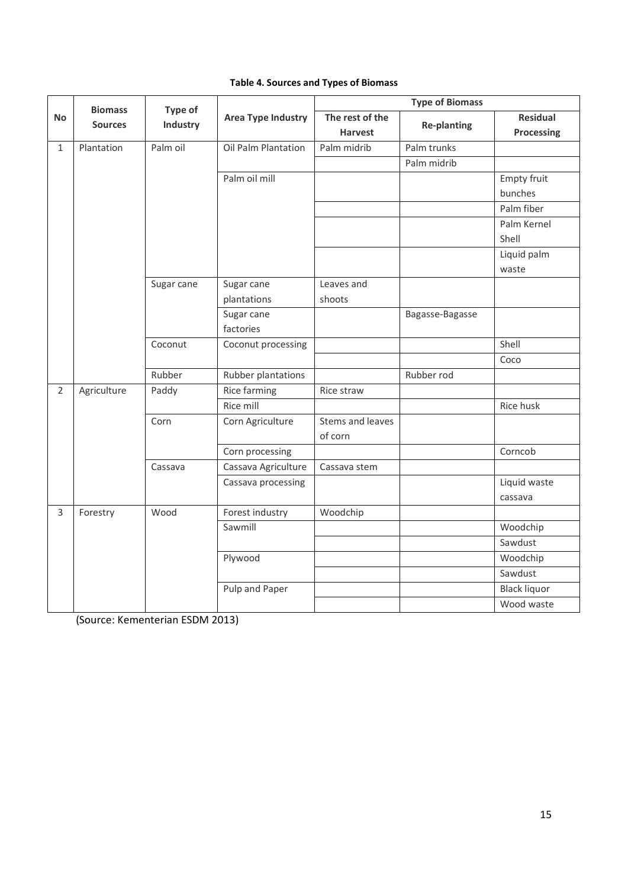**Table 4. Sources and Types of Biomass**

| No | Biomass Sources | Type of Industry | Area Type Industry | Type of Biomass | | |
|---|---|---|---|---|---|---|
| | | | | The rest of the Harvest | Re-planting | Residual Processing |
| 1 | Plantation | Palm oil | Oil Palm Plantation | Palm midrib | Palm trunks | |
| | | | | | Palm midrib | |
| | | | Palm oil mill | | | Empty fruit bunches |
| | | | | | | Palm fiber |
| | | | | | | Palm Kernel Shell |
| | | | | | | Liquid palm waste |
| | | Sugar cane | Sugar cane plantations | Leaves and shoots | | |
| | | | Sugar cane factories | | Bagasse-Bagasse | |
| | | Coconut | Coconut processing | | | Shell |
| | | | | | | Coco |
| | | Rubber | Rubber plantations | | Rubber rod | |
| 2 | Agriculture | Paddy | Rice farming | Rice straw | | |
| | | | Rice mill | | | Rice husk |
| | | Corn | Corn Agriculture | Stems and leaves of corn | | |
| | | | Corn processing | | | Corncob |
| | | Cassava | Cassava Agriculture | Cassava stem | | |
| | | | Cassava processing | | | Liquid waste cassava |
| 3 | Forestry | Wood | Forest industry | Woodchip | | |
| | | | Sawmill | | | Woodchip |
| | | | | | | Sawdust |
| | | | Plywood | | | Woodchip |
| | | | | | | Sawdust |
| | | | Pulp and Paper | | | Black liquor |
| | | | | | | Wood waste |

(Source: Kementerian ESDM 2013)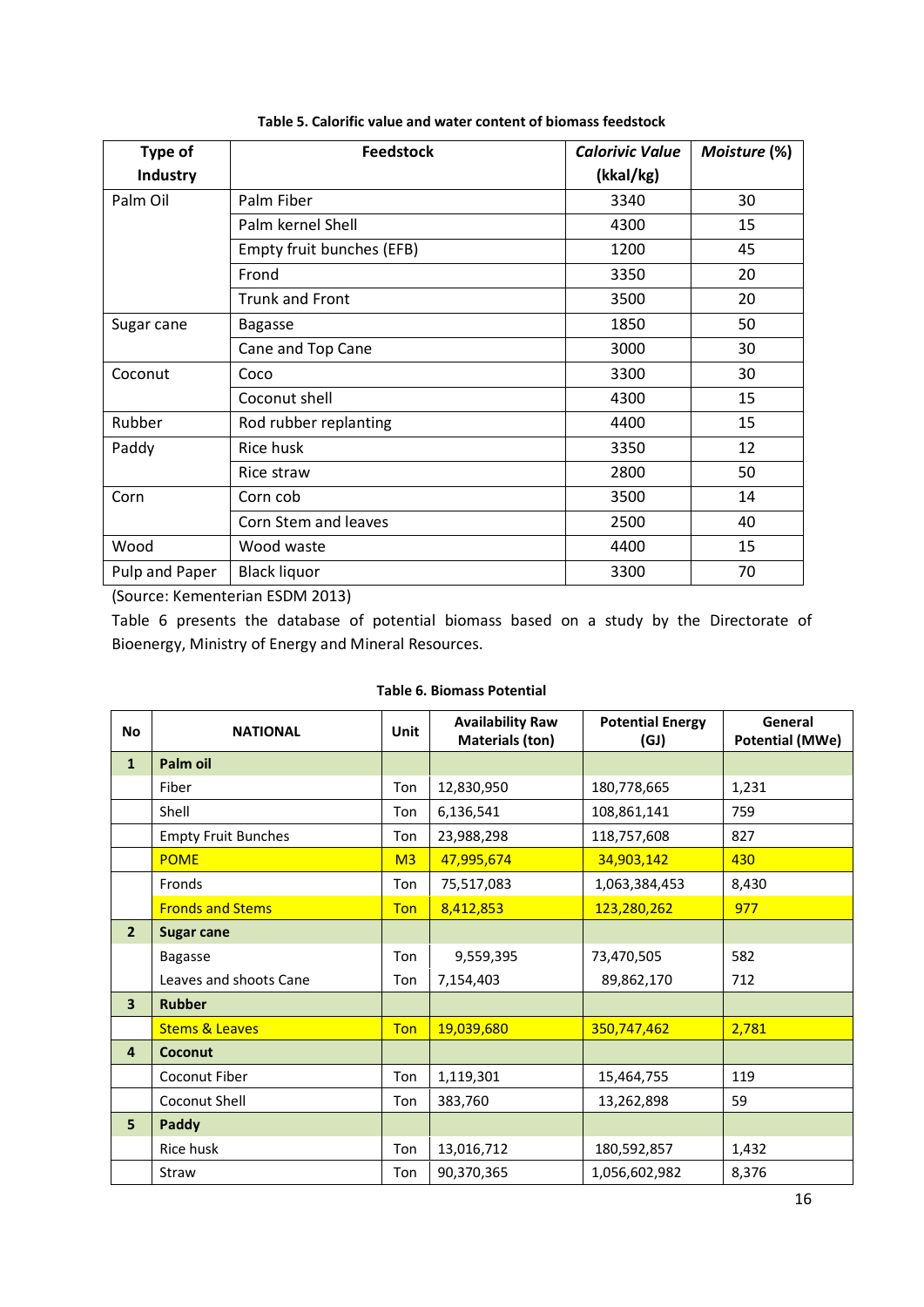**Table 5. Calorific value and water content of biomass feedstock**

| Type of Industry | Feedstock | *Calorivic Value* (kkal/kg) | *Moisture* (%) |
|---|---|---|---|
| Palm Oil | Palm Fiber | 3340 | 30 |
| | Palm kernel Shell | 4300 | 15 |
| | Empty fruit bunches (EFB) | 1200 | 45 |
| | Frond | 3350 | 20 |
| | Trunk and Front | 3500 | 20 |
| Sugar cane | Bagasse | 1850 | 50 |
| | Cane and Top Cane | 3000 | 30 |
| Coconut | Coco | 3300 | 30 |
| | Coconut shell | 4300 | 15 |
| Rubber | Rod rubber replanting | 4400 | 15 |
| Paddy | Rice husk | 3350 | 12 |
| | Rice straw | 2800 | 50 |
| Corn | Corn cob | 3500 | 14 |
| | Corn Stem and leaves | 2500 | 40 |
| Wood | Wood waste | 4400 | 15 |
| Pulp and Paper | Black liquor | 3300 | 70 |

(Source: Kementerian ESDM 2013)

Table 6 presents the database of potential biomass based on a study by the Directorate of Bioenergy, Ministry of Energy and Mineral Resources.

**Table 6. Biomass Potential**

| No | NATIONAL | Unit | Availability Raw Materials (ton) | Potential Energy (GJ) | General Potential (MWe) |
|---|---|---|---|---|---|
| **1** | **Palm oil** | | | | |
| | Fiber | Ton | 12,830,950 | 180,778,665 | 1,231 |
| | Shell | Ton | 6,136,541 | 108,861,141 | 759 |
| | Empty Fruit Bunches | Ton | 23,988,298 | 118,757,608 | 827 |
| | POME | M3 | 47,995,674 | 34,903,142 | 430 |
| | Fronds | Ton | 75,517,083 | 1,063,384,453 | 8,430 |
| | Fronds and Stems | Ton | 8,412,853 | 123,280,262 | 977 |
| **2** | **Sugar cane** | | | | |
| | Bagasse | Ton | 9,559,395 | 73,470,505 | 582 |
| | Leaves and shoots Cane | Ton | 7,154,403 | 89,862,170 | 712 |
| **3** | **Rubber** | | | | |
| | Stems & Leaves | Ton | 19,039,680 | 350,747,462 | 2,781 |
| **4** | **Coconut** | | | | |
| | Coconut Fiber | Ton | 1,119,301 | 15,464,755 | 119 |
| | Coconut Shell | Ton | 383,760 | 13,262,898 | 59 |
| **5** | **Paddy** | | | | |
| | Rice husk | Ton | 13,016,712 | 180,592,857 | 1,432 |
| | Straw | Ton | 90,370,365 | 1,056,602,982 | 8,376 |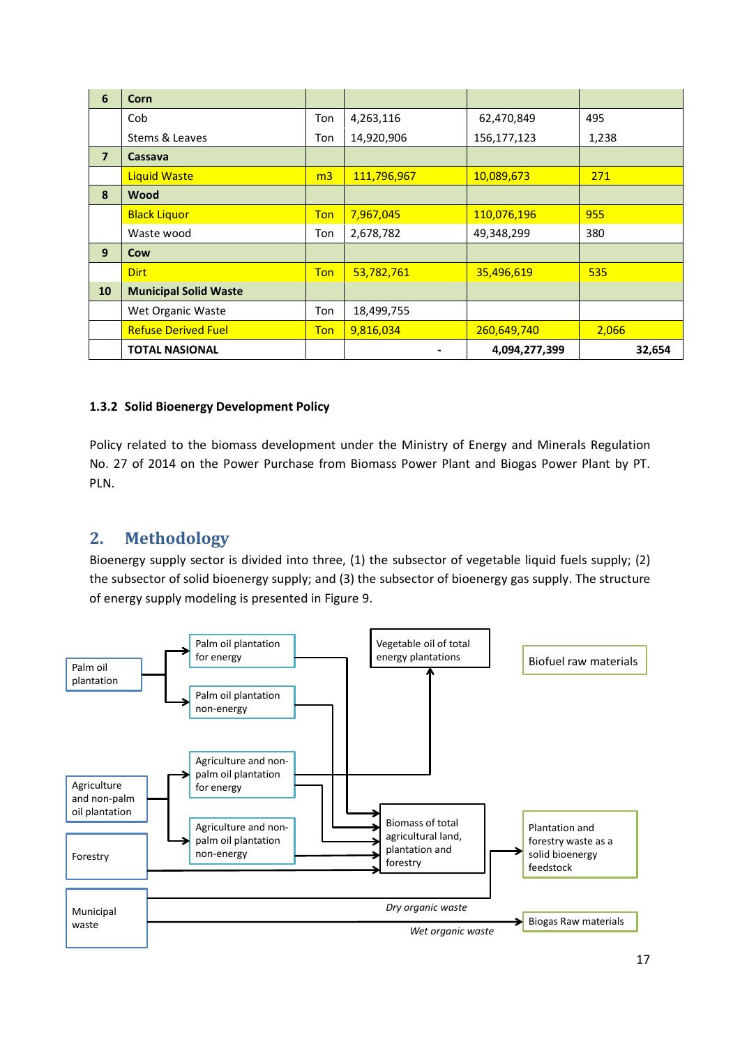| 6 | **Corn** | | | | |
|---|---|---|---|---|---|
| | Cob | Ton | 4,263,116 | 62,470,849 | 495 |
| | Stems & Leaves | Ton | 14,920,906 | 156,177,123 | 1,238 |
| **7** | **Cassava** | | | | |
| | Liquid Waste | m3 | 111,796,967 | 10,089,673 | 271 |
| **8** | **Wood** | | | | |
| | Black Liquor | Ton | 7,967,045 | 110,076,196 | 955 |
| | Waste wood | Ton | 2,678,782 | 49,348,299 | 380 |
| **9** | **Cow** | | | | |
| | Dirt | Ton | 53,782,761 | 35,496,619 | 535 |
| **10** | **Municipal Solid Waste** | | | | |
| | Wet Organic Waste | Ton | 18,499,755 | | |
| | Refuse Derived Fuel | Ton | 9,816,034 | 260,649,740 | 2,066 |
| | **TOTAL NASIONAL** | | - | **4,094,277,399** | **32,654** |

#### 1.3.2 Solid Bioenergy Development Policy

Policy related to the biomass development under the Ministry of Energy and Minerals Regulation No. 27 of 2014 on the Power Purchase from Biomass Power Plant and Biogas Power Plant by PT. PLN.

## 2. Methodology

Bioenergy supply sector is divided into three, (1) the subsector of vegetable liquid fuels supply; (2) the subsector of solid bioenergy supply; and (3) the subsector of bioenergy gas supply. The structure of energy supply modeling is presented in Figure 9.

Palm oil plantation

Palm oil plantation for energy

Palm oil plantation non-energy

Vegetable oil of total energy plantations

Biofuel raw materials

Agriculture and non-palm oil plantation

Agriculture and non-palm oil plantation for energy

Agriculture and non-palm oil plantation non-energy

Forestry

Biomass of total agricultural land, plantation and forestry

Plantation and forestry waste as a solid bioenergy feedstock

Municipal waste

*Dry organic waste*

*Wet organic waste*

Biogas Raw materials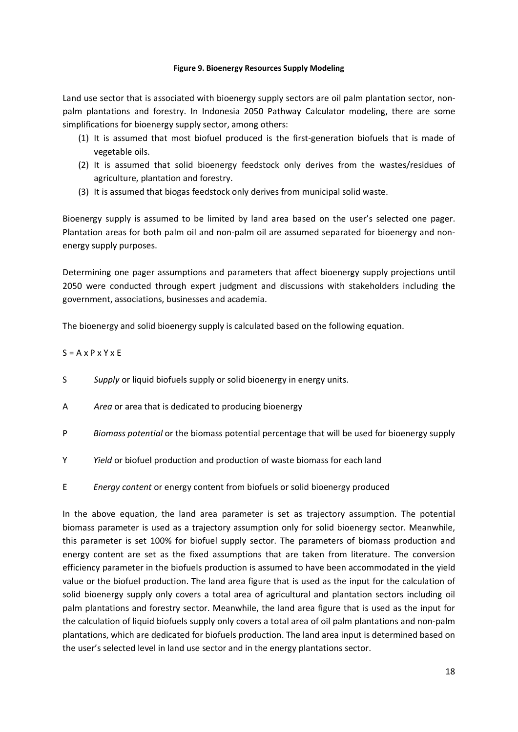**Figure 9. Bioenergy Resources Supply Modeling**

Land use sector that is associated with bioenergy supply sectors are oil palm plantation sector, non-palm plantations and forestry. In Indonesia 2050 Pathway Calculator modeling, there are some simplifications for bioenergy supply sector, among others:

(1) It is assumed that most biofuel produced is the first-generation biofuels that is made of vegetable oils.

(2) It is assumed that solid bioenergy feedstock only derives from the wastes/residues of agriculture, plantation and forestry.

(3) It is assumed that biogas feedstock only derives from municipal solid waste.

Bioenergy supply is assumed to be limited by land area based on the user's selected one pager. Plantation areas for both palm oil and non-palm oil are assumed separated for bioenergy and non-energy supply purposes.

Determining one pager assumptions and parameters that affect bioenergy supply projections until 2050 were conducted through expert judgment and discussions with stakeholders including the government, associations, businesses and academia.

The bioenergy and solid bioenergy supply is calculated based on the following equation.

$S = A \times P \times Y \times E$

S *Supply* or liquid biofuels supply or solid bioenergy in energy units.

A *Area* or area that is dedicated to producing bioenergy

P *Biomass potential* or the biomass potential percentage that will be used for bioenergy supply

Y *Yield* or biofuel production and production of waste biomass for each land

E *Energy content* or energy content from biofuels or solid bioenergy produced

In the above equation, the land area parameter is set as trajectory assumption. The potential biomass parameter is used as a trajectory assumption only for solid bioenergy sector. Meanwhile, this parameter is set 100% for biofuel supply sector. The parameters of biomass production and energy content are set as the fixed assumptions that are taken from literature. The conversion efficiency parameter in the biofuels production is assumed to have been accommodated in the yield value or the biofuel production. The land area figure that is used as the input for the calculation of solid bioenergy supply only covers a total area of agricultural and plantation sectors including oil palm plantations and forestry sector. Meanwhile, the land area figure that is used as the input for the calculation of liquid biofuels supply only covers a total area of oil palm plantations and non-palm plantations, which are dedicated for biofuels production. The land area input is determined based on the user's selected level in land use sector and in the energy plantations sector.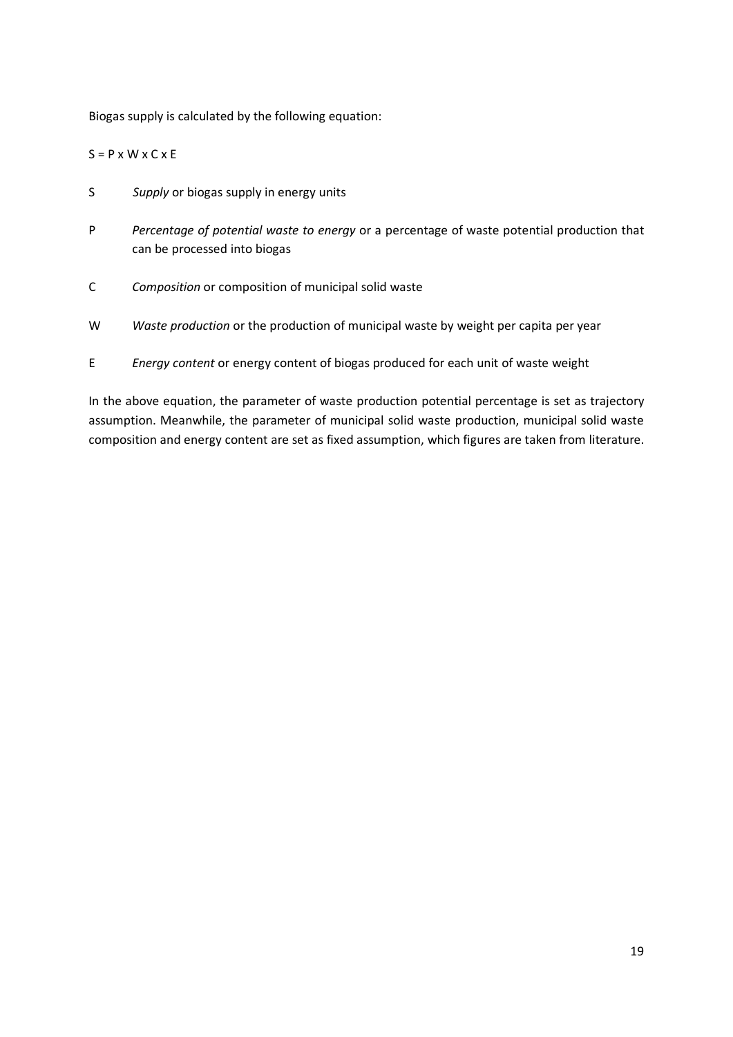Biogas supply is calculated by the following equation:

$S = P \times W \times C \times E$

S *Supply* or biogas supply in energy units

P *Percentage of potential waste to energy* or a percentage of waste potential production that can be processed into biogas

C *Composition* or composition of municipal solid waste

W *Waste production* or the production of municipal waste by weight per capita per year

E *Energy content* or energy content of biogas produced for each unit of waste weight

In the above equation, the parameter of waste production potential percentage is set as trajectory assumption. Meanwhile, the parameter of municipal solid waste production, municipal solid waste composition and energy content are set as fixed assumption, which figures are taken from literature.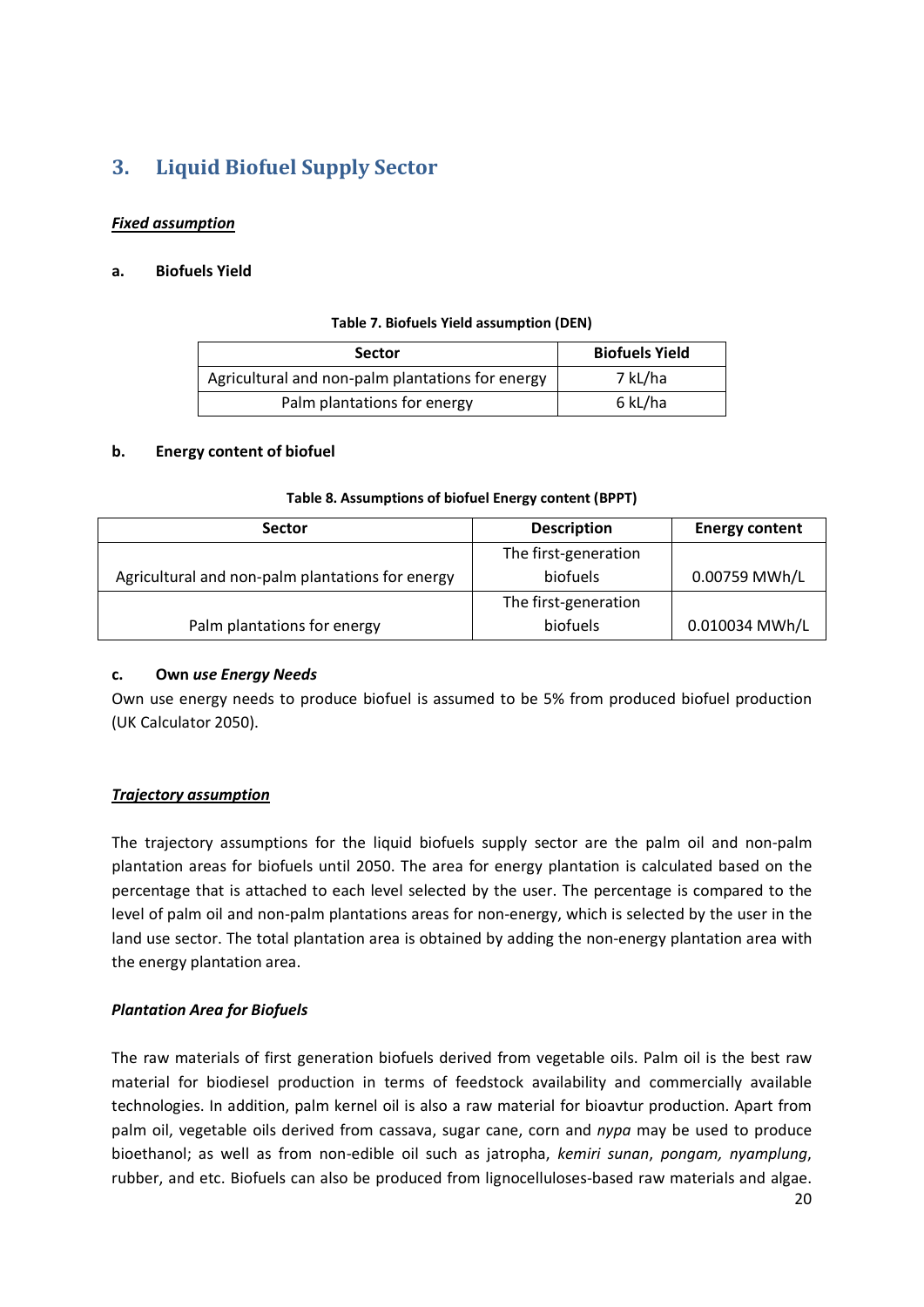## 3. Liquid Biofuel Supply Sector

***Fixed assumption***

**a. Biofuels Yield**

**Table 7. Biofuels Yield assumption (DEN)**

| Sector | Biofuels Yield |
| --- | --- |
| Agricultural and non-palm plantations for energy | 7 kL/ha |
| Palm plantations for energy | 6 kL/ha |

**b. Energy content of biofuel**

**Table 8. Assumptions of biofuel Energy content (BPPT)**

| Sector | Description | Energy content |
| --- | --- | --- |
| Agricultural and non-palm plantations for energy | The first-generation biofuels | 0.00759 MWh/L |
| Palm plantations for energy | The first-generation biofuels | 0.010034 MWh/L |

**c. Own *use Energy Needs***

Own use energy needs to produce biofuel is assumed to be 5% from produced biofuel production (UK Calculator 2050).

***Trajectory assumption***

The trajectory assumptions for the liquid biofuels supply sector are the palm oil and non-palm plantation areas for biofuels until 2050. The area for energy plantation is calculated based on the percentage that is attached to each level selected by the user. The percentage is compared to the level of palm oil and non-palm plantations areas for non-energy, which is selected by the user in the land use sector. The total plantation area is obtained by adding the non-energy plantation area with the energy plantation area.

***Plantation Area for Biofuels***

The raw materials of first generation biofuels derived from vegetable oils. Palm oil is the best raw material for biodiesel production in terms of feedstock availability and commercially available technologies. In addition, palm kernel oil is also a raw material for bioavtur production. Apart from palm oil, vegetable oils derived from cassava, sugar cane, corn and *nypa* may be used to produce bioethanol; as well as from non-edible oil such as jatropha, *kemiri sunan*, *pongam, nyamplung*, rubber, and etc. Biofuels can also be produced from lignocelluloses-based raw materials and algae.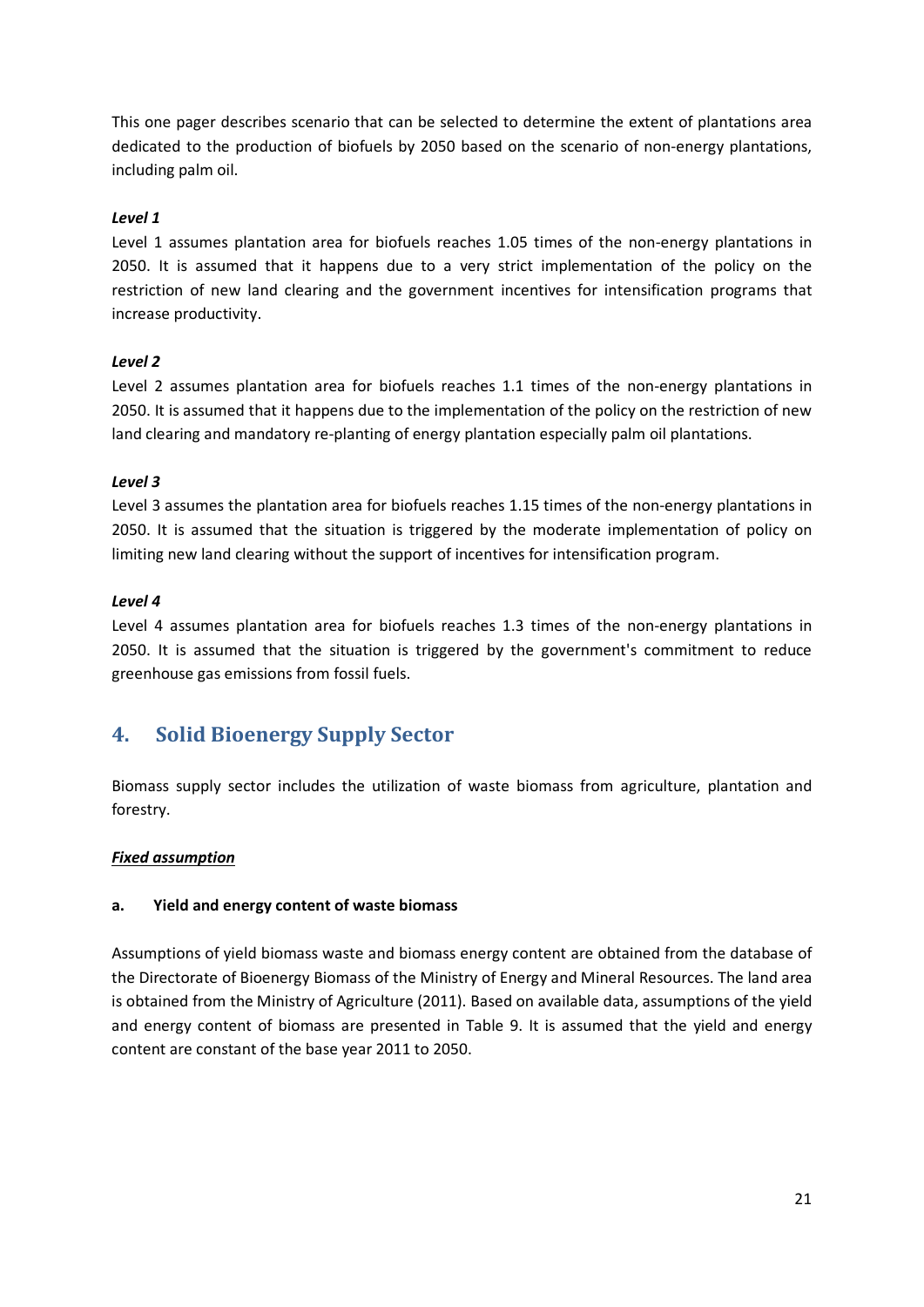This one pager describes scenario that can be selected to determine the extent of plantations area dedicated to the production of biofuels by 2050 based on the scenario of non-energy plantations, including palm oil.

***Level 1***

Level 1 assumes plantation area for biofuels reaches 1.05 times of the non-energy plantations in 2050. It is assumed that it happens due to a very strict implementation of the policy on the restriction of new land clearing and the government incentives for intensification programs that increase productivity.

***Level 2***

Level 2 assumes plantation area for biofuels reaches 1.1 times of the non-energy plantations in 2050. It is assumed that it happens due to the implementation of the policy on the restriction of new land clearing and mandatory re-planting of energy plantation especially palm oil plantations.

***Level 3***

Level 3 assumes the plantation area for biofuels reaches 1.15 times of the non-energy plantations in 2050. It is assumed that the situation is triggered by the moderate implementation of policy on limiting new land clearing without the support of incentives for intensification program.

***Level 4***

Level 4 assumes plantation area for biofuels reaches 1.3 times of the non-energy plantations in 2050. It is assumed that the situation is triggered by the government's commitment to reduce greenhouse gas emissions from fossil fuels.

## 4. Solid Bioenergy Supply Sector

Biomass supply sector includes the utilization of waste biomass from agriculture, plantation and forestry.

***<u>Fixed assumption</u>***

**a. Yield and energy content of waste biomass**

Assumptions of yield biomass waste and biomass energy content are obtained from the database of the Directorate of Bioenergy Biomass of the Ministry of Energy and Mineral Resources. The land area is obtained from the Ministry of Agriculture (2011). Based on available data, assumptions of the yield and energy content of biomass are presented in Table 9. It is assumed that the yield and energy content are constant of the base year 2011 to 2050.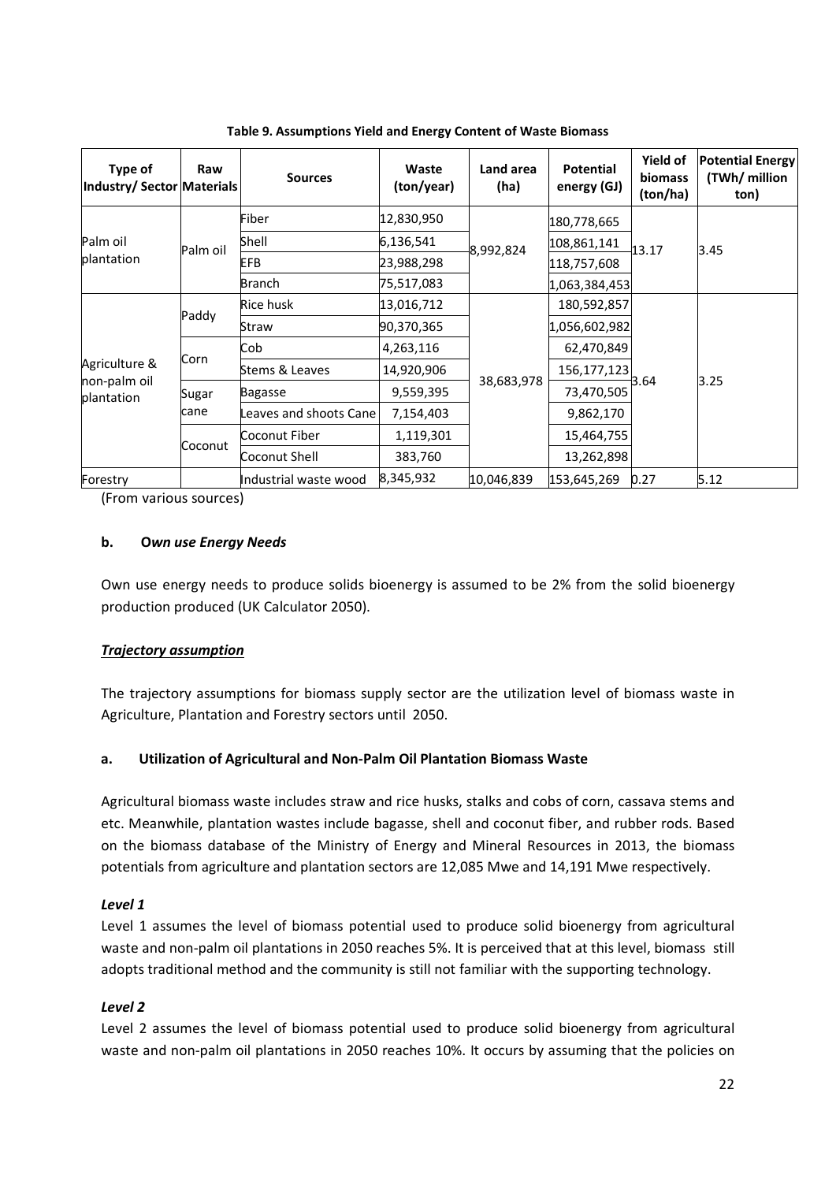**Table 9. Assumptions Yield and Energy Content of Waste Biomass**

| Type of Industry/ Sector | Raw Materials | Sources | Waste (ton/year) | Land area (ha) | Potential energy (GJ) | Yield of biomass (ton/ha) | Potential Energy (TWh/ million ton) |
|---|---|---|---|---|---|---|---|
| Palm oil plantation | Palm oil | Fiber | 12,830,950 | 8,992,824 | 180,778,665 | 13.17 | 3.45 |
| | | Shell | 6,136,541 | | 108,861,141 | | |
| | | EFB | 23,988,298 | | 118,757,608 | | |
| | | Branch | 75,517,083 | | 1,063,384,453 | | |
| Agriculture & non-palm oil plantation | Paddy | Rice husk | 13,016,712 | 38,683,978 | 180,592,857 | 3.64 | 3.25 |
| | | Straw | 90,370,365 | | 1,056,602,982 | | |
| | Corn | Cob | 4,263,116 | | 62,470,849 | | |
| | | Stems & Leaves | 14,920,906 | | 156,177,123 | | |
| | Sugar cane | Bagasse | 9,559,395 | | 73,470,505 | | |
| | | Leaves and shoots Cane | 7,154,403 | | 9,862,170 | | |
| | Coconut | Coconut Fiber | 1,119,301 | | 15,464,755 | | |
| | | Coconut Shell | 383,760 | | 13,262,898 | | |
| Forestry | | Industrial waste wood | 8,345,932 | 10,046,839 | 153,645,269 | 0.27 | 5.12 |

(From various sources)

**b. *Own use Energy Needs***

Own use energy needs to produce solids bioenergy is assumed to be 2% from the solid bioenergy production produced (UK Calculator 2050).

***Trajectory assumption***

The trajectory assumptions for biomass supply sector are the utilization level of biomass waste in Agriculture, Plantation and Forestry sectors until 2050.

**a. Utilization of Agricultural and Non-Palm Oil Plantation Biomass Waste**

Agricultural biomass waste includes straw and rice husks, stalks and cobs of corn, cassava stems and etc. Meanwhile, plantation wastes include bagasse, shell and coconut fiber, and rubber rods. Based on the biomass database of the Ministry of Energy and Mineral Resources in 2013, the biomass potentials from agriculture and plantation sectors are 12,085 Mwe and 14,191 Mwe respectively.

***Level 1***

Level 1 assumes the level of biomass potential used to produce solid bioenergy from agricultural waste and non-palm oil plantations in 2050 reaches 5%. It is perceived that at this level, biomass still adopts traditional method and the community is still not familiar with the supporting technology.

***Level 2***

Level 2 assumes the level of biomass potential used to produce solid bioenergy from agricultural waste and non-palm oil plantations in 2050 reaches 10%. It occurs by assuming that the policies on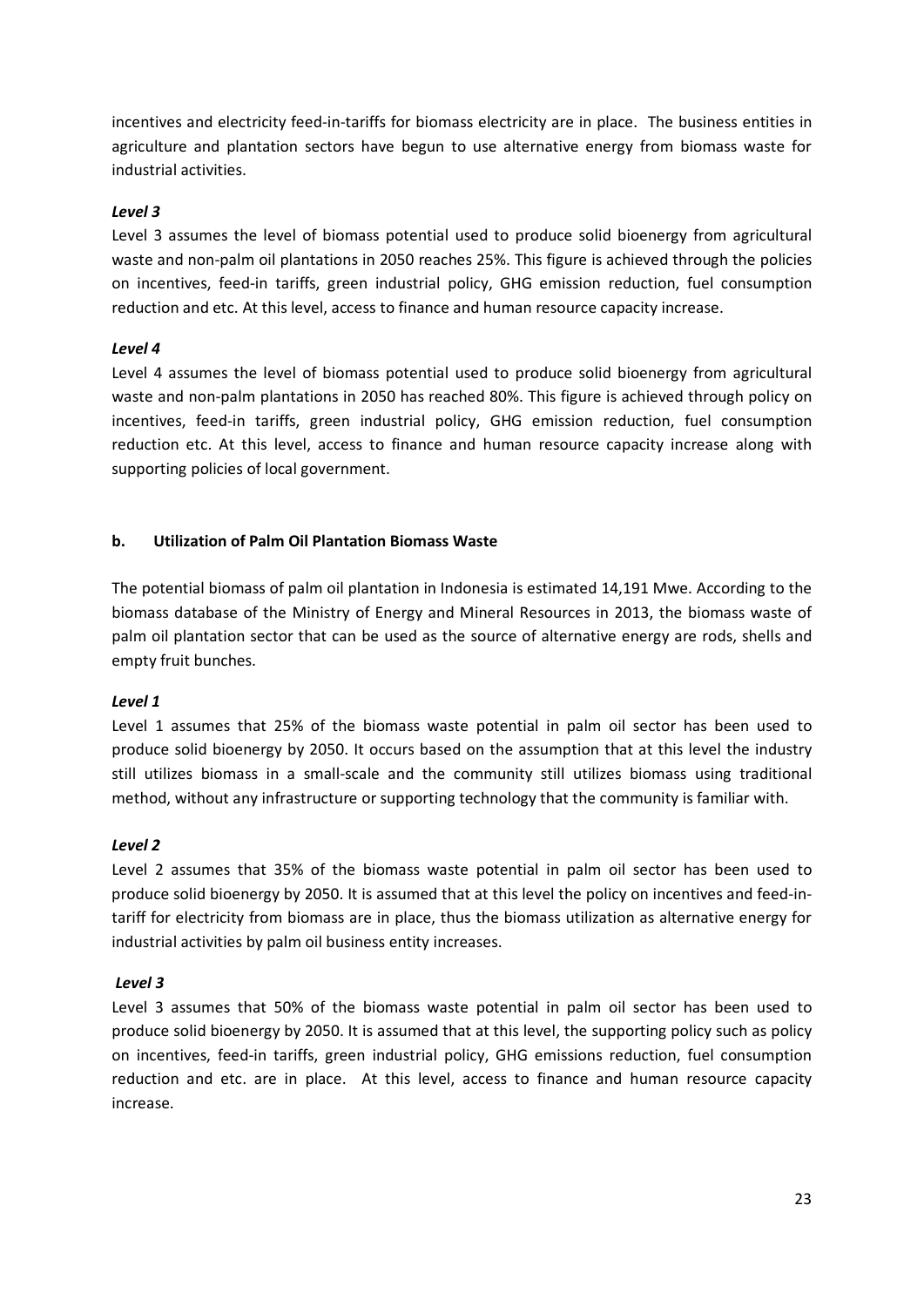incentives and electricity feed-in-tariffs for biomass electricity are in place. The business entities in agriculture and plantation sectors have begun to use alternative energy from biomass waste for industrial activities.

***Level 3***

Level 3 assumes the level of biomass potential used to produce solid bioenergy from agricultural waste and non-palm oil plantations in 2050 reaches 25%. This figure is achieved through the policies on incentives, feed-in tariffs, green industrial policy, GHG emission reduction, fuel consumption reduction and etc. At this level, access to finance and human resource capacity increase.

***Level 4***

Level 4 assumes the level of biomass potential used to produce solid bioenergy from agricultural waste and non-palm plantations in 2050 has reached 80%. This figure is achieved through policy on incentives, feed-in tariffs, green industrial policy, GHG emission reduction, fuel consumption reduction etc. At this level, access to finance and human resource capacity increase along with supporting policies of local government.

**b. Utilization of Palm Oil Plantation Biomass Waste**

The potential biomass of palm oil plantation in Indonesia is estimated 14,191 Mwe. According to the biomass database of the Ministry of Energy and Mineral Resources in 2013, the biomass waste of palm oil plantation sector that can be used as the source of alternative energy are rods, shells and empty fruit bunches.

***Level 1***

Level 1 assumes that 25% of the biomass waste potential in palm oil sector has been used to produce solid bioenergy by 2050. It occurs based on the assumption that at this level the industry still utilizes biomass in a small-scale and the community still utilizes biomass using traditional method, without any infrastructure or supporting technology that the community is familiar with.

***Level 2***

Level 2 assumes that 35% of the biomass waste potential in palm oil sector has been used to produce solid bioenergy by 2050. It is assumed that at this level the policy on incentives and feed-in-tariff for electricity from biomass are in place, thus the biomass utilization as alternative energy for industrial activities by palm oil business entity increases.

***Level 3***

Level 3 assumes that 50% of the biomass waste potential in palm oil sector has been used to produce solid bioenergy by 2050. It is assumed that at this level, the supporting policy such as policy on incentives, feed-in tariffs, green industrial policy, GHG emissions reduction, fuel consumption reduction and etc. are in place. At this level, access to finance and human resource capacity increase.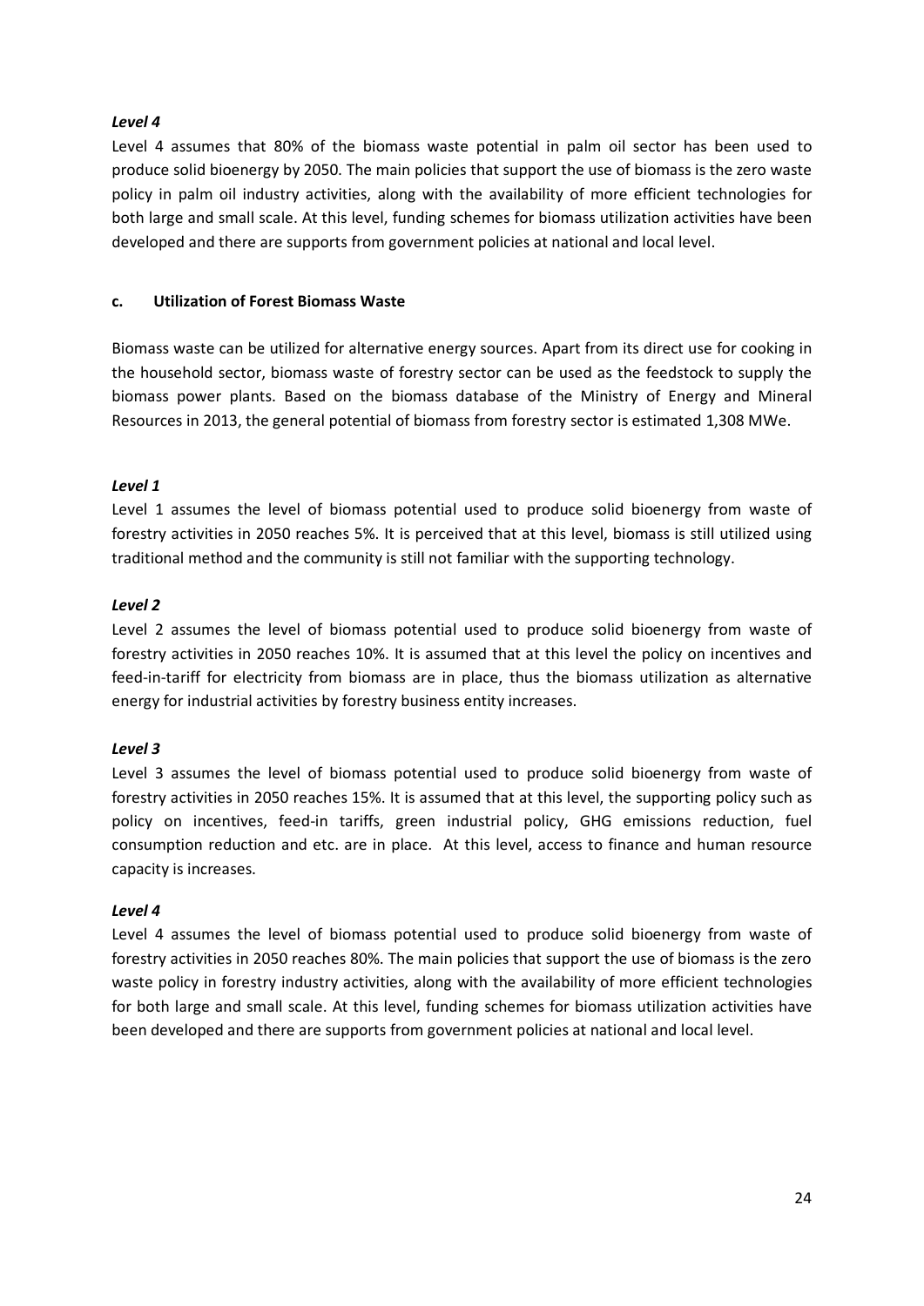*Level 4*

Level 4 assumes that 80% of the biomass waste potential in palm oil sector has been used to produce solid bioenergy by 2050. The main policies that support the use of biomass is the zero waste policy in palm oil industry activities, along with the availability of more efficient technologies for both large and small scale. At this level, funding schemes for biomass utilization activities have been developed and there are supports from government policies at national and local level.

**c. Utilization of Forest Biomass Waste**

Biomass waste can be utilized for alternative energy sources. Apart from its direct use for cooking in the household sector, biomass waste of forestry sector can be used as the feedstock to supply the biomass power plants. Based on the biomass database of the Ministry of Energy and Mineral Resources in 2013, the general potential of biomass from forestry sector is estimated 1,308 MWe.

*Level 1*

Level 1 assumes the level of biomass potential used to produce solid bioenergy from waste of forestry activities in 2050 reaches 5%. It is perceived that at this level, biomass is still utilized using traditional method and the community is still not familiar with the supporting technology.

*Level 2*

Level 2 assumes the level of biomass potential used to produce solid bioenergy from waste of forestry activities in 2050 reaches 10%. It is assumed that at this level the policy on incentives and feed-in-tariff for electricity from biomass are in place, thus the biomass utilization as alternative energy for industrial activities by forestry business entity increases.

*Level 3*

Level 3 assumes the level of biomass potential used to produce solid bioenergy from waste of forestry activities in 2050 reaches 15%. It is assumed that at this level, the supporting policy such as policy on incentives, feed-in tariffs, green industrial policy, GHG emissions reduction, fuel consumption reduction and etc. are in place. At this level, access to finance and human resource capacity is increases.

*Level 4*

Level 4 assumes the level of biomass potential used to produce solid bioenergy from waste of forestry activities in 2050 reaches 80%. The main policies that support the use of biomass is the zero waste policy in forestry industry activities, along with the availability of more efficient technologies for both large and small scale. At this level, funding schemes for biomass utilization activities have been developed and there are supports from government policies at national and local level.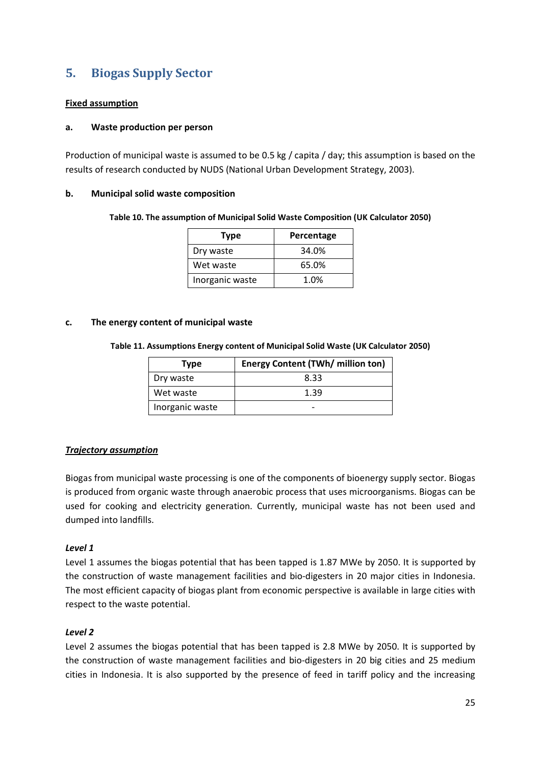## 5. Biogas Supply Sector

**Fixed assumption**

**a. Waste production per person**

Production of municipal waste is assumed to be 0.5 kg / capita / day; this assumption is based on the results of research conducted by NUDS (National Urban Development Strategy, 2003).

**b. Municipal solid waste composition**

**Table 10. The assumption of Municipal Solid Waste Composition (UK Calculator 2050)**

| Type | Percentage |
|---|---|
| Dry waste | 34.0% |
| Wet waste | 65.0% |
| Inorganic waste | 1.0% |

**c. The energy content of municipal waste**

**Table 11. Assumptions Energy content of Municipal Solid Waste (UK Calculator 2050)**

| Type | Energy Content (TWh/ million ton) |
|---|---|
| Dry waste | 8.33 |
| Wet waste | 1.39 |
| Inorganic waste | - |

***Trajectory assumption***

Biogas from municipal waste processing is one of the components of bioenergy supply sector. Biogas is produced from organic waste through anaerobic process that uses microorganisms. Biogas can be used for cooking and electricity generation. Currently, municipal waste has not been used and dumped into landfills.

***Level 1***

Level 1 assumes the biogas potential that has been tapped is 1.87 MWe by 2050. It is supported by the construction of waste management facilities and bio-digesters in 20 major cities in Indonesia. The most efficient capacity of biogas plant from economic perspective is available in large cities with respect to the waste potential.

***Level 2***

Level 2 assumes the biogas potential that has been tapped is 2.8 MWe by 2050. It is supported by the construction of waste management facilities and bio-digesters in 20 big cities and 25 medium cities in Indonesia. It is also supported by the presence of feed in tariff policy and the increasing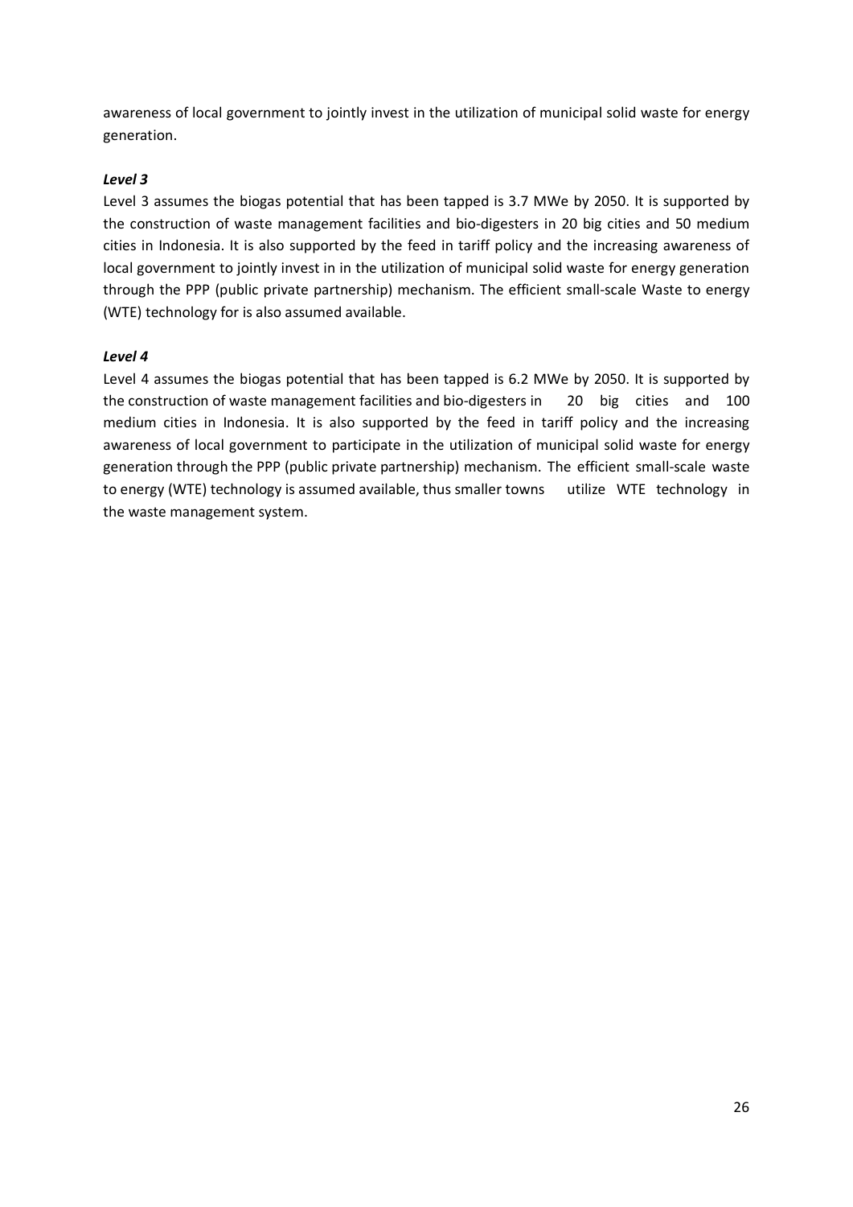awareness of local government to jointly invest in the utilization of municipal solid waste for energy generation.

***Level 3***

Level 3 assumes the biogas potential that has been tapped is 3.7 MWe by 2050. It is supported by the construction of waste management facilities and bio-digesters in 20 big cities and 50 medium cities in Indonesia. It is also supported by the feed in tariff policy and the increasing awareness of local government to jointly invest in in the utilization of municipal solid waste for energy generation through the PPP (public private partnership) mechanism. The efficient small-scale Waste to energy (WTE) technology for is also assumed available.

***Level 4***

Level 4 assumes the biogas potential that has been tapped is 6.2 MWe by 2050. It is supported by the construction of waste management facilities and bio-digesters in 20 big cities and 100 medium cities in Indonesia. It is also supported by the feed in tariff policy and the increasing awareness of local government to participate in the utilization of municipal solid waste for energy generation through the PPP (public private partnership) mechanism. The efficient small-scale waste to energy (WTE) technology is assumed available, thus smaller towns utilize WTE technology in the waste management system.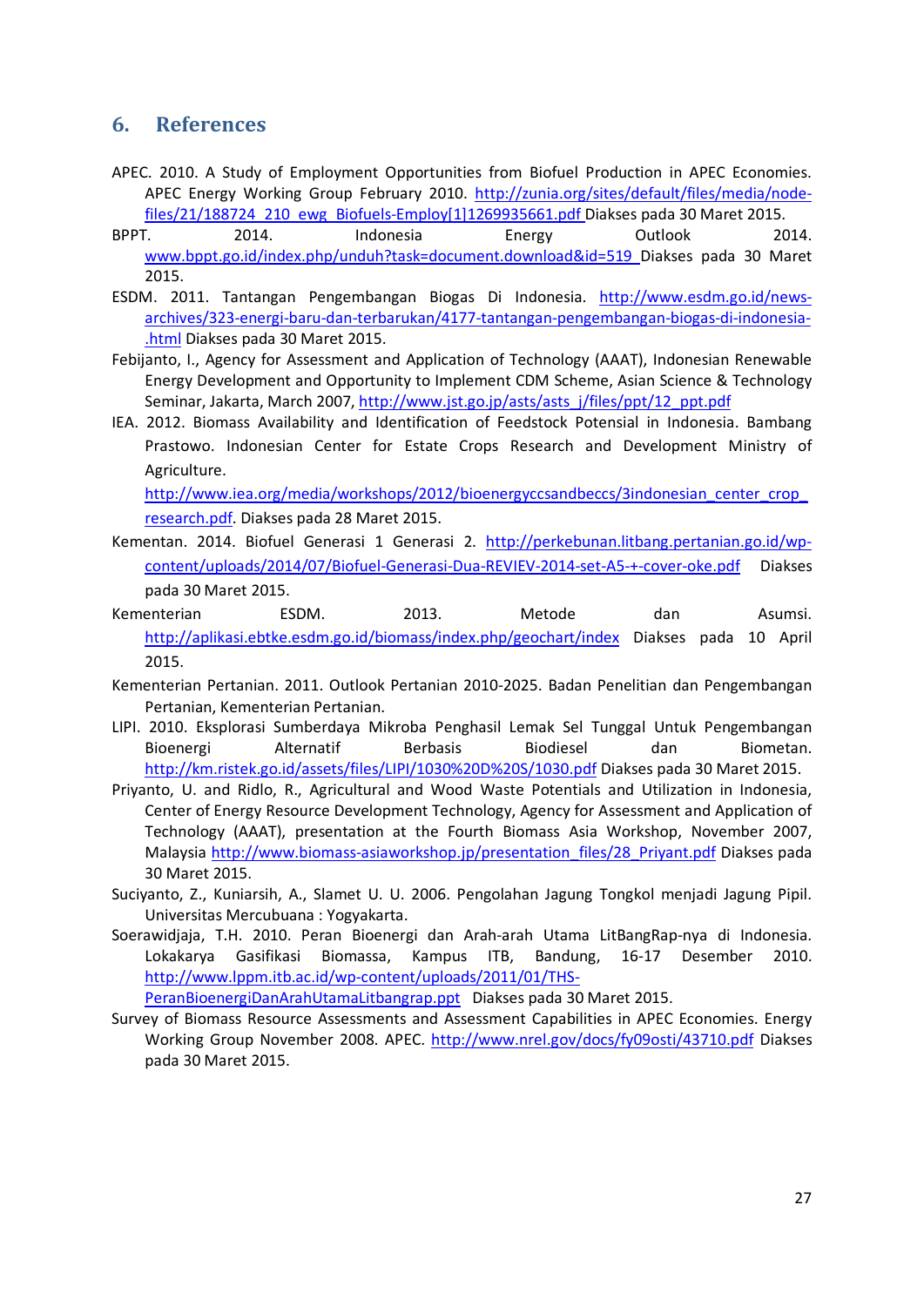## 6. References

APEC. 2010. A Study of Employment Opportunities from Biofuel Production in APEC Economies. APEC Energy Working Group February 2010. http://zunia.org/sites/default/files/media/node-files/21/188724_210_ewg_Biofuels-Employ[1]1269935661.pdf Diakses pada 30 Maret 2015.

BPPT. 2014. Indonesia Energy Outlook 2014. www.bppt.go.id/index.php/unduh?task=document.download&id=519 Diakses pada 30 Maret 2015.

ESDM. 2011. Tantangan Pengembangan Biogas Di Indonesia. http://www.esdm.go.id/news-archives/323-energi-baru-dan-terbarukan/4177-tantangan-pengembangan-biogas-di-indonesia-.html Diakses pada 30 Maret 2015.

Febijanto, I., Agency for Assessment and Application of Technology (AAAT), Indonesian Renewable Energy Development and Opportunity to Implement CDM Scheme, Asian Science & Technology Seminar, Jakarta, March 2007, http://www.jst.go.jp/asts/asts_j/files/ppt/12_ppt.pdf

IEA. 2012. Biomass Availability and Identification of Feedstock Potensial in Indonesia. Bambang Prastowo. Indonesian Center for Estate Crops Research and Development Ministry of Agriculture. http://www.iea.org/media/workshops/2012/bioenergyccsandbeccs/3indonesian_center_crop_research.pdf. Diakses pada 28 Maret 2015.

Kementan. 2014. Biofuel Generasi 1 Generasi 2. http://perkebunan.litbang.pertanian.go.id/wp-content/uploads/2014/07/Biofuel-Generasi-Dua-REVIEV-2014-set-A5-+-cover-oke.pdf Diakses pada 30 Maret 2015.

Kementerian ESDM. 2013. Metode dan Asumsi. http://aplikasi.ebtke.esdm.go.id/biomass/index.php/geochart/index Diakses pada 10 April 2015.

Kementerian Pertanian. 2011. Outlook Pertanian 2010-2025. Badan Penelitian dan Pengembangan Pertanian, Kementerian Pertanian.

LIPI. 2010. Eksplorasi Sumberdaya Mikroba Penghasil Lemak Sel Tunggal Untuk Pengembangan Bioenergi Alternatif Berbasis Biodiesel dan Biometan. http://km.ristek.go.id/assets/files/LIPI/1030%20D%20S/1030.pdf Diakses pada 30 Maret 2015.

Priyanto, U. and Ridlo, R., Agricultural and Wood Waste Potentials and Utilization in Indonesia, Center of Energy Resource Development Technology, Agency for Assessment and Application of Technology (AAAT), presentation at the Fourth Biomass Asia Workshop, November 2007, Malaysia http://www.biomass-asiaworkshop.jp/presentation_files/28_Priyant.pdf Diakses pada 30 Maret 2015.

Suciyanto, Z., Kuniarsih, A., Slamet U. U. 2006. Pengolahan Jagung Tongkol menjadi Jagung Pipil. Universitas Mercubuana : Yogyakarta.

Soerawidjaja, T.H. 2010. Peran Bioenergi dan Arah-arah Utama LitBangRap-nya di Indonesia. Lokakarya Gasifikasi Biomassa, Kampus ITB, Bandung, 16-17 Desember 2010. http://www.lppm.itb.ac.id/wp-content/uploads/2011/01/THS-PeranBioenergiDanArahUtamaLitbangrap.ppt Diakses pada 30 Maret 2015.

Survey of Biomass Resource Assessments and Assessment Capabilities in APEC Economies. Energy Working Group November 2008. APEC. http://www.nrel.gov/docs/fy09osti/43710.pdf Diakses pada 30 Maret 2015.